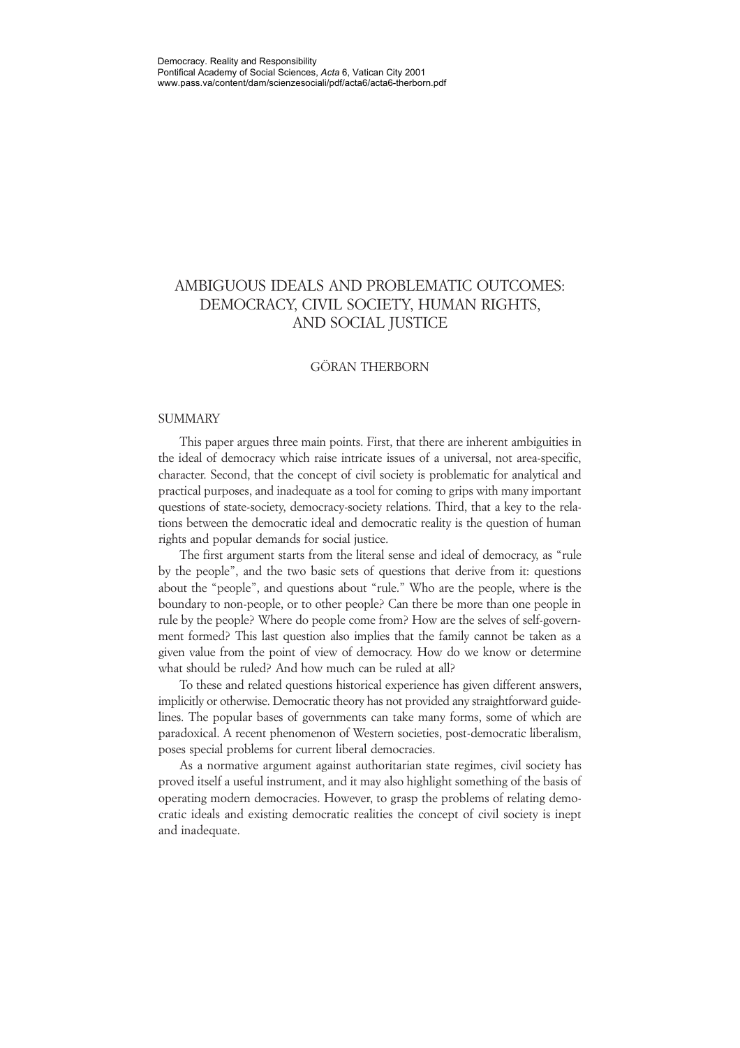Democracy. Reality and Responsibility
Pontifical Academy of Social Sciences, *Acta* 6, Vatican City 2001
www.pass.va/content/dam/scienzesociali/pdf/acta6/acta6-therborn.pdf

# AMBIGUOUS IDEALS AND PROBLEMATIC OUTCOMES: DEMOCRACY, CIVIL SOCIETY, HUMAN RIGHTS, AND SOCIAL JUSTICE

GÖRAN THERBORN

## SUMMARY

This paper argues three main points. First, that there are inherent ambiguities in the ideal of democracy which raise intricate issues of a universal, not area-specific, character. Second, that the concept of civil society is problematic for analytical and practical purposes, and inadequate as a tool for coming to grips with many important questions of state-society, democracy-society relations. Third, that a key to the relations between the democratic ideal and democratic reality is the question of human rights and popular demands for social justice.

The first argument starts from the literal sense and ideal of democracy, as "rule by the people", and the two basic sets of questions that derive from it: questions about the "people", and questions about "rule." Who are the people, where is the boundary to non-people, or to other people? Can there be more than one people in rule by the people? Where do people come from? How are the selves of self-government formed? This last question also implies that the family cannot be taken as a given value from the point of view of democracy. How do we know or determine what should be ruled? And how much can be ruled at all?

To these and related questions historical experience has given different answers, implicitly or otherwise. Democratic theory has not provided any straightforward guidelines. The popular bases of governments can take many forms, some of which are paradoxical. A recent phenomenon of Western societies, post-democratic liberalism, poses special problems for current liberal democracies.

As a normative argument against authoritarian state regimes, civil society has proved itself a useful instrument, and it may also highlight something of the basis of operating modern democracies. However, to grasp the problems of relating democratic ideals and existing democratic realities the concept of civil society is inept and inadequate.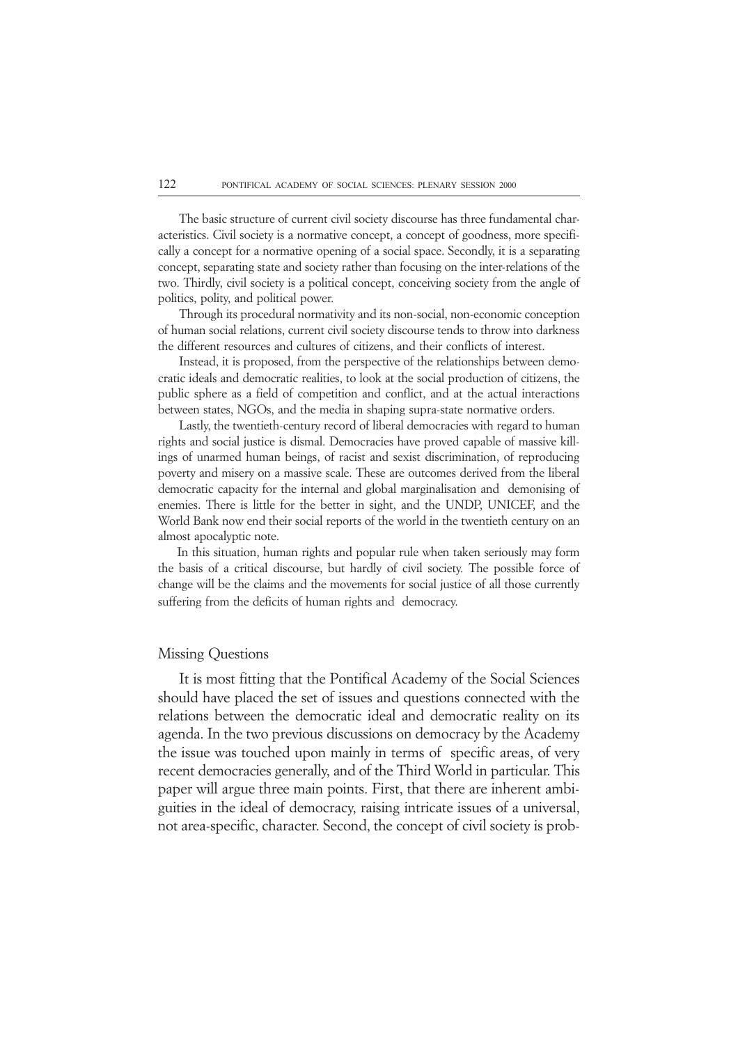The basic structure of current civil society discourse has three fundamental characteristics. Civil society is a normative concept, a concept of goodness, more specifically a concept for a normative opening of a social space. Secondly, it is a separating concept, separating state and society rather than focusing on the inter-relations of the two. Thirdly, civil society is a political concept, conceiving society from the angle of politics, polity, and political power.

Through its procedural normativity and its non-social, non-economic conception of human social relations, current civil society discourse tends to throw into darkness the different resources and cultures of citizens, and their conflicts of interest.

Instead, it is proposed, from the perspective of the relationships between democratic ideals and democratic realities, to look at the social production of citizens, the public sphere as a field of competition and conflict, and at the actual interactions between states, NGOs, and the media in shaping supra-state normative orders.

Lastly, the twentieth-century record of liberal democracies with regard to human rights and social justice is dismal. Democracies have proved capable of massive killings of unarmed human beings, of racist and sexist discrimination, of reproducing poverty and misery on a massive scale. These are outcomes derived from the liberal democratic capacity for the internal and global marginalisation and demonising of enemies. There is little for the better in sight, and the UNDP, UNICEF, and the World Bank now end their social reports of the world in the twentieth century on an almost apocalyptic note.

In this situation, human rights and popular rule when taken seriously may form the basis of a critical discourse, but hardly of civil society. The possible force of change will be the claims and the movements for social justice of all those currently suffering from the deficits of human rights and democracy.

## Missing Questions

It is most fitting that the Pontifical Academy of the Social Sciences should have placed the set of issues and questions connected with the relations between the democratic ideal and democratic reality on its agenda. In the two previous discussions on democracy by the Academy the issue was touched upon mainly in terms of specific areas, of very recent democracies generally, and of the Third World in particular. This paper will argue three main points. First, that there are inherent ambiguities in the ideal of democracy, raising intricate issues of a universal, not area-specific, character. Second, the concept of civil society is prob-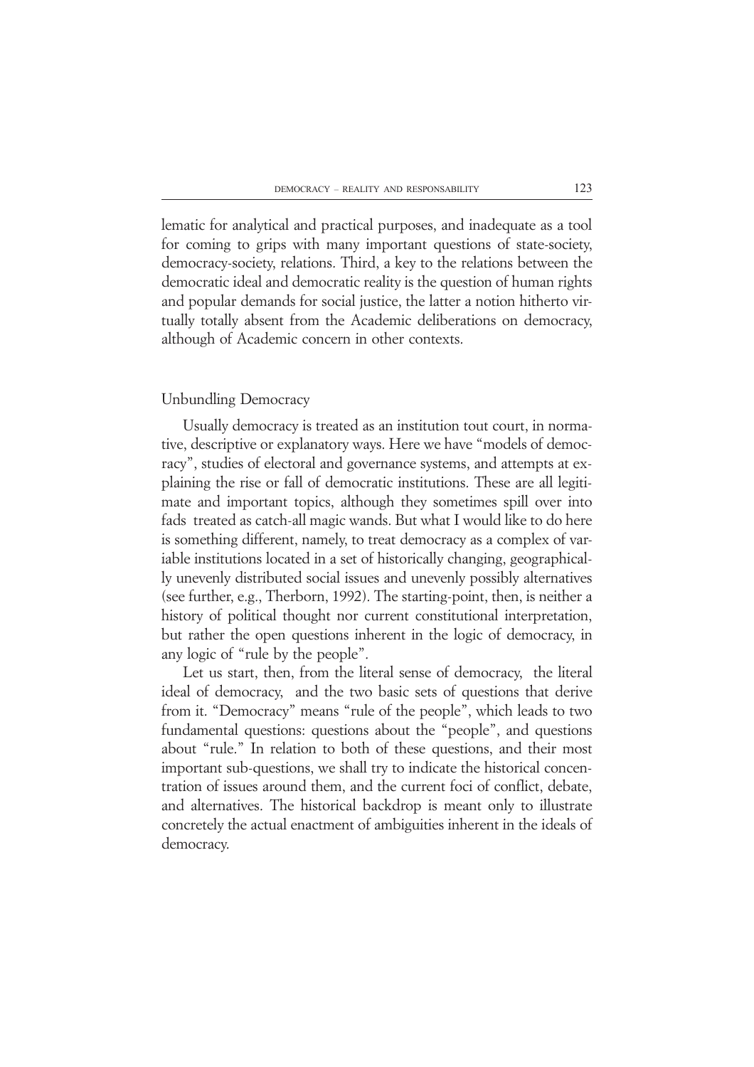lematic for analytical and practical purposes, and inadequate as a tool for coming to grips with many important questions of state-society, democracy-society, relations. Third, a key to the relations between the democratic ideal and democratic reality is the question of human rights and popular demands for social justice, the latter a notion hitherto virtually totally absent from the Academic deliberations on democracy, although of Academic concern in other contexts.

## Unbundling Democracy

Usually democracy is treated as an institution tout court, in normative, descriptive or explanatory ways. Here we have "models of democracy", studies of electoral and governance systems, and attempts at explaining the rise or fall of democratic institutions. These are all legitimate and important topics, although they sometimes spill over into fads treated as catch-all magic wands. But what I would like to do here is something different, namely, to treat democracy as a complex of variable institutions located in a set of historically changing, geographically unevenly distributed social issues and unevenly possibly alternatives (see further, e.g., Therborn, 1992). The starting-point, then, is neither a history of political thought nor current constitutional interpretation, but rather the open questions inherent in the logic of democracy, in any logic of "rule by the people".

Let us start, then, from the literal sense of democracy, the literal ideal of democracy, and the two basic sets of questions that derive from it. "Democracy" means "rule of the people", which leads to two fundamental questions: questions about the "people", and questions about "rule." In relation to both of these questions, and their most important sub-questions, we shall try to indicate the historical concentration of issues around them, and the current foci of conflict, debate, and alternatives. The historical backdrop is meant only to illustrate concretely the actual enactment of ambiguities inherent in the ideals of democracy.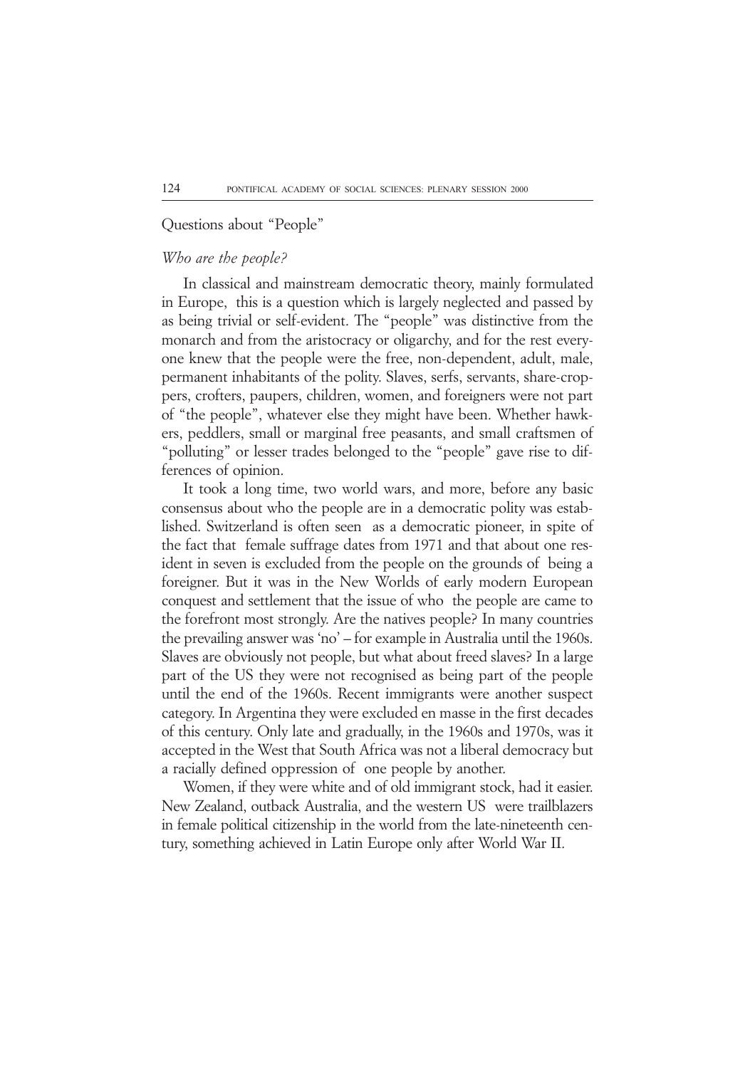## Questions about "People"

### *Who are the people?*

In classical and mainstream democratic theory, mainly formulated in Europe, this is a question which is largely neglected and passed by as being trivial or self-evident. The "people" was distinctive from the monarch and from the aristocracy or oligarchy, and for the rest everyone knew that the people were the free, non-dependent, adult, male, permanent inhabitants of the polity. Slaves, serfs, servants, share-croppers, crofters, paupers, children, women, and foreigners were not part of "the people", whatever else they might have been. Whether hawkers, peddlers, small or marginal free peasants, and small craftsmen of "polluting" or lesser trades belonged to the "people" gave rise to differences of opinion.

It took a long time, two world wars, and more, before any basic consensus about who the people are in a democratic polity was established. Switzerland is often seen as a democratic pioneer, in spite of the fact that female suffrage dates from 1971 and that about one resident in seven is excluded from the people on the grounds of being a foreigner. But it was in the New Worlds of early modern European conquest and settlement that the issue of who the people are came to the forefront most strongly. Are the natives people? In many countries the prevailing answer was 'no' – for example in Australia until the 1960s. Slaves are obviously not people, but what about freed slaves? In a large part of the US they were not recognised as being part of the people until the end of the 1960s. Recent immigrants were another suspect category. In Argentina they were excluded en masse in the first decades of this century. Only late and gradually, in the 1960s and 1970s, was it accepted in the West that South Africa was not a liberal democracy but a racially defined oppression of one people by another.

Women, if they were white and of old immigrant stock, had it easier. New Zealand, outback Australia, and the western US were trailblazers in female political citizenship in the world from the late-nineteenth century, something achieved in Latin Europe only after World War II.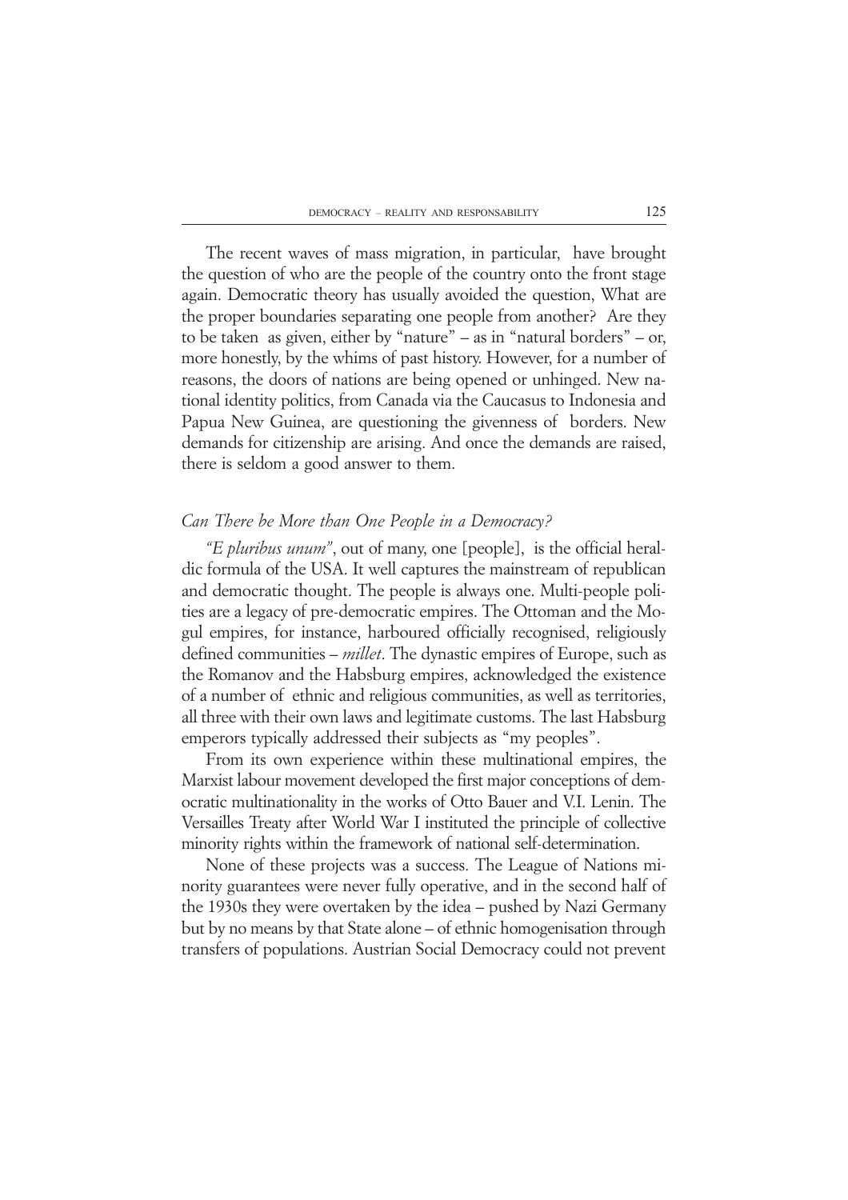The recent waves of mass migration, in particular, have brought the question of who are the people of the country onto the front stage again. Democratic theory has usually avoided the question, What are the proper boundaries separating one people from another? Are they to be taken as given, either by "nature" – as in "natural borders" – or, more honestly, by the whims of past history. However, for a number of reasons, the doors of nations are being opened or unhinged. New national identity politics, from Canada via the Caucasus to Indonesia and Papua New Guinea, are questioning the givenness of borders. New demands for citizenship are arising. And once the demands are raised, there is seldom a good answer to them.

### *Can There be More than One People in a Democracy?*

*"E pluribus unum"*, out of many, one [people], is the official heraldic formula of the USA. It well captures the mainstream of republican and democratic thought. The people is always one. Multi-people polities are a legacy of pre-democratic empires. The Ottoman and the Mogul empires, for instance, harboured officially recognised, religiously defined communities – *millet*. The dynastic empires of Europe, such as the Romanov and the Habsburg empires, acknowledged the existence of a number of ethnic and religious communities, as well as territories, all three with their own laws and legitimate customs. The last Habsburg emperors typically addressed their subjects as "my peoples".

From its own experience within these multinational empires, the Marxist labour movement developed the first major conceptions of democratic multinationality in the works of Otto Bauer and V.I. Lenin. The Versailles Treaty after World War I instituted the principle of collective minority rights within the framework of national self-determination.

None of these projects was a success. The League of Nations minority guarantees were never fully operative, and in the second half of the 1930s they were overtaken by the idea – pushed by Nazi Germany but by no means by that State alone – of ethnic homogenisation through transfers of populations. Austrian Social Democracy could not prevent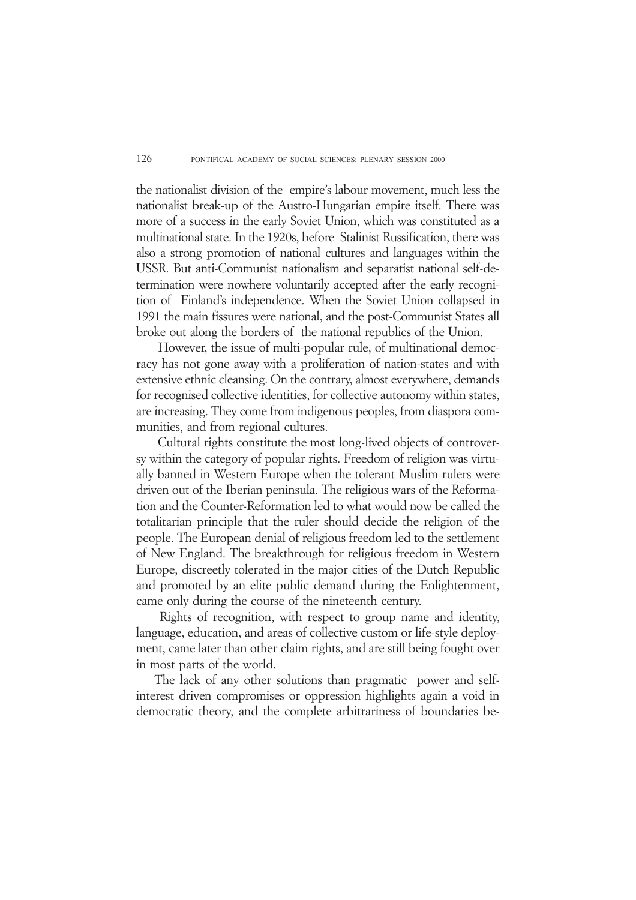the nationalist division of the empire's labour movement, much less the nationalist break-up of the Austro-Hungarian empire itself. There was more of a success in the early Soviet Union, which was constituted as a multinational state. In the 1920s, before Stalinist Russification, there was also a strong promotion of national cultures and languages within the USSR. But anti-Communist nationalism and separatist national self-determination were nowhere voluntarily accepted after the early recognition of Finland's independence. When the Soviet Union collapsed in 1991 the main fissures were national, and the post-Communist States all broke out along the borders of the national republics of the Union.

However, the issue of multi-popular rule, of multinational democracy has not gone away with a proliferation of nation-states and with extensive ethnic cleansing. On the contrary, almost everywhere, demands for recognised collective identities, for collective autonomy within states, are increasing. They come from indigenous peoples, from diaspora communities, and from regional cultures.

Cultural rights constitute the most long-lived objects of controversy within the category of popular rights. Freedom of religion was virtually banned in Western Europe when the tolerant Muslim rulers were driven out of the Iberian peninsula. The religious wars of the Reformation and the Counter-Reformation led to what would now be called the totalitarian principle that the ruler should decide the religion of the people. The European denial of religious freedom led to the settlement of New England. The breakthrough for religious freedom in Western Europe, discreetly tolerated in the major cities of the Dutch Republic and promoted by an elite public demand during the Enlightenment, came only during the course of the nineteenth century.

Rights of recognition, with respect to group name and identity, language, education, and areas of collective custom or life-style deployment, came later than other claim rights, and are still being fought over in most parts of the world.

The lack of any other solutions than pragmatic power and self-interest driven compromises or oppression highlights again a void in democratic theory, and the complete arbitrariness of boundaries be-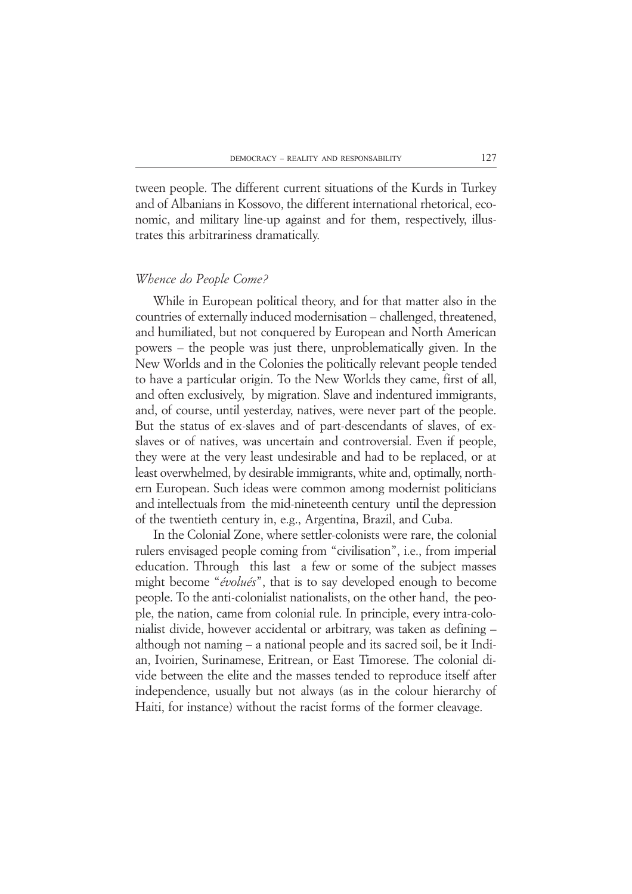tween people. The different current situations of the Kurds in Turkey and of Albanians in Kossovo, the different international rhetorical, economic, and military line-up against and for them, respectively, illustrates this arbitrariness dramatically.

### *Whence do People Come?*

While in European political theory, and for that matter also in the countries of externally induced modernisation – challenged, threatened, and humiliated, but not conquered by European and North American powers – the people was just there, unproblematically given. In the New Worlds and in the Colonies the politically relevant people tended to have a particular origin. To the New Worlds they came, first of all, and often exclusively, by migration. Slave and indentured immigrants, and, of course, until yesterday, natives, were never part of the people. But the status of ex-slaves and of part-descendants of slaves, of ex-slaves or of natives, was uncertain and controversial. Even if people, they were at the very least undesirable and had to be replaced, or at least overwhelmed, by desirable immigrants, white and, optimally, northern European. Such ideas were common among modernist politicians and intellectuals from the mid-nineteenth century until the depression of the twentieth century in, e.g., Argentina, Brazil, and Cuba.

In the Colonial Zone, where settler-colonists were rare, the colonial rulers envisaged people coming from "civilisation", i.e., from imperial education. Through this last a few or some of the subject masses might become "*évolués*", that is to say developed enough to become people. To the anti-colonialist nationalists, on the other hand, the people, the nation, came from colonial rule. In principle, every intra-colonialist divide, however accidental or arbitrary, was taken as defining – although not naming – a national people and its sacred soil, be it Indian, Ivoirien, Surinamese, Eritrean, or East Timorese. The colonial divide between the elite and the masses tended to reproduce itself after independence, usually but not always (as in the colour hierarchy of Haiti, for instance) without the racist forms of the former cleavage.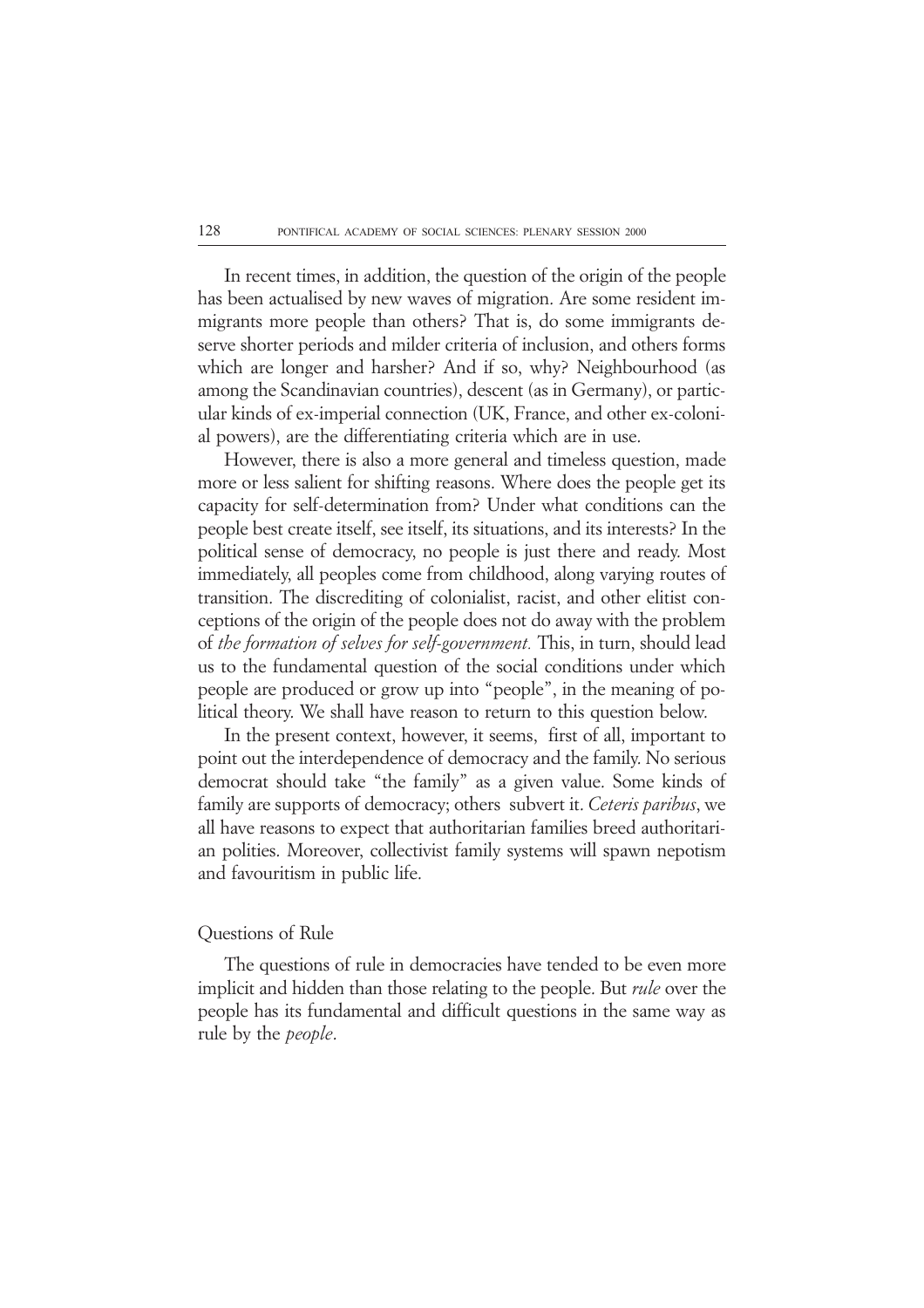In recent times, in addition, the question of the origin of the people has been actualised by new waves of migration. Are some resident immigrants more people than others? That is, do some immigrants deserve shorter periods and milder criteria of inclusion, and others forms which are longer and harsher? And if so, why? Neighbourhood (as among the Scandinavian countries), descent (as in Germany), or particular kinds of ex-imperial connection (UK, France, and other ex-colonial powers), are the differentiating criteria which are in use.

However, there is also a more general and timeless question, made more or less salient for shifting reasons. Where does the people get its capacity for self-determination from? Under what conditions can the people best create itself, see itself, its situations, and its interests? In the political sense of democracy, no people is just there and ready. Most immediately, all peoples come from childhood, along varying routes of transition. The discrediting of colonialist, racist, and other elitist conceptions of the origin of the people does not do away with the problem of *the formation of selves for self-government.* This, in turn, should lead us to the fundamental question of the social conditions under which people are produced or grow up into "people", in the meaning of political theory. We shall have reason to return to this question below.

In the present context, however, it seems, first of all, important to point out the interdependence of democracy and the family. No serious democrat should take "the family" as a given value. Some kinds of family are supports of democracy; others subvert it. *Ceteris paribus*, we all have reasons to expect that authoritarian families breed authoritarian polities. Moreover, collectivist family systems will spawn nepotism and favouritism in public life.

## Questions of Rule

The questions of rule in democracies have tended to be even more implicit and hidden than those relating to the people. But *rule* over the people has its fundamental and difficult questions in the same way as rule by the *people*.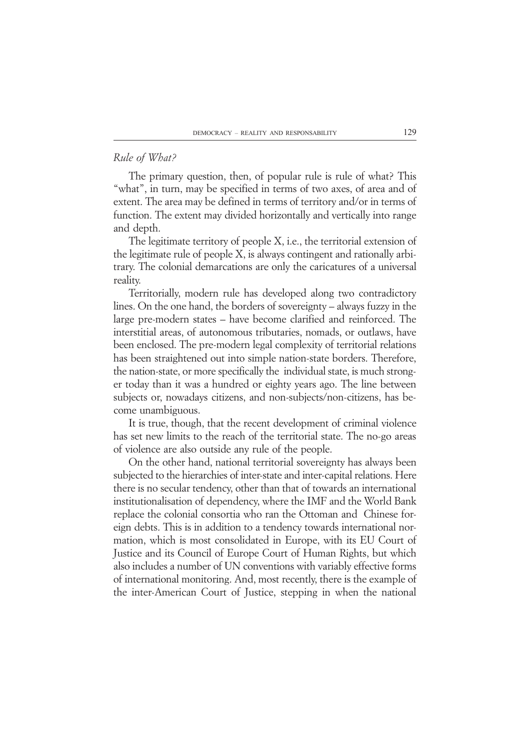### *Rule of What?*

The primary question, then, of popular rule is rule of what? This "what", in turn, may be specified in terms of two axes, of area and of extent. The area may be defined in terms of territory and/or in terms of function. The extent may divided horizontally and vertically into range and depth.

The legitimate territory of people X, i.e., the territorial extension of the legitimate rule of people X, is always contingent and rationally arbitrary. The colonial demarcations are only the caricatures of a universal reality.

Territorially, modern rule has developed along two contradictory lines. On the one hand, the borders of sovereignty – always fuzzy in the large pre-modern states – have become clarified and reinforced. The interstitial areas, of autonomous tributaries, nomads, or outlaws, have been enclosed. The pre-modern legal complexity of territorial relations has been straightened out into simple nation-state borders. Therefore, the nation-state, or more specifically the individual state, is much stronger today than it was a hundred or eighty years ago. The line between subjects or, nowadays citizens, and non-subjects/non-citizens, has become unambiguous.

It is true, though, that the recent development of criminal violence has set new limits to the reach of the territorial state. The no-go areas of violence are also outside any rule of the people.

On the other hand, national territorial sovereignty has always been subjected to the hierarchies of inter-state and inter-capital relations. Here there is no secular tendency, other than that of towards an international institutionalisation of dependency, where the IMF and the World Bank replace the colonial consortia who ran the Ottoman and Chinese foreign debts. This is in addition to a tendency towards international normation, which is most consolidated in Europe, with its EU Court of Justice and its Council of Europe Court of Human Rights, but which also includes a number of UN conventions with variably effective forms of international monitoring. And, most recently, there is the example of the inter-American Court of Justice, stepping in when the national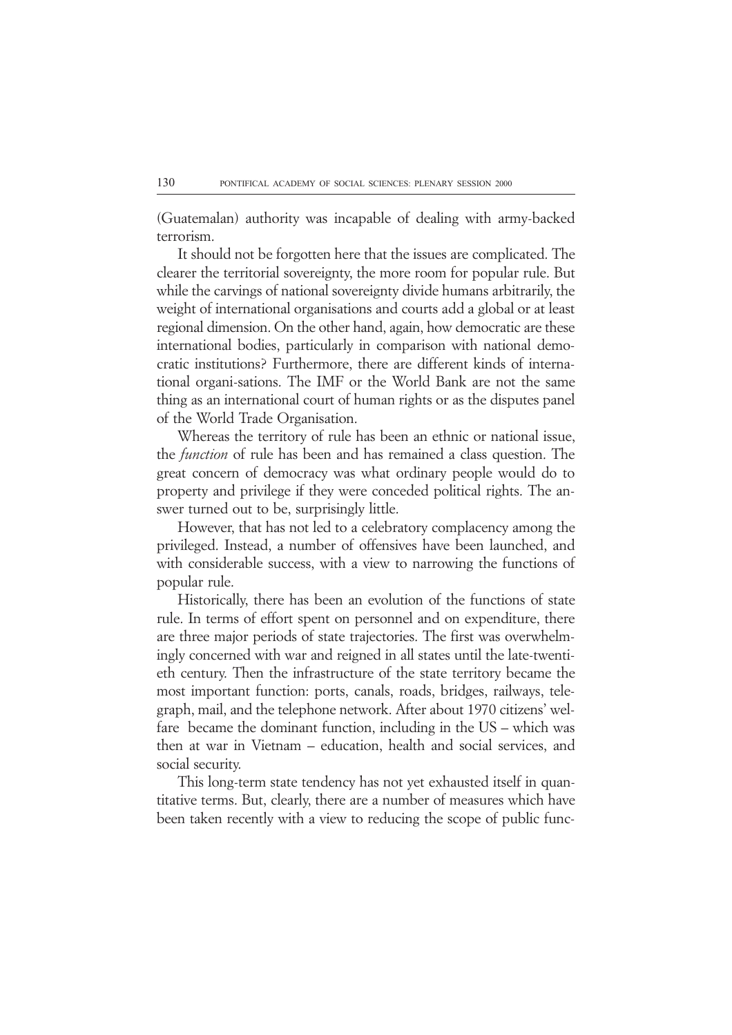(Guatemalan) authority was incapable of dealing with army-backed terrorism.

It should not be forgotten here that the issues are complicated. The clearer the territorial sovereignty, the more room for popular rule. But while the carvings of national sovereignty divide humans arbitrarily, the weight of international organisations and courts add a global or at least regional dimension. On the other hand, again, how democratic are these international bodies, particularly in comparison with national democratic institutions? Furthermore, there are different kinds of international organi-sations. The IMF or the World Bank are not the same thing as an international court of human rights or as the disputes panel of the World Trade Organisation.

Whereas the territory of rule has been an ethnic or national issue, the *function* of rule has been and has remained a class question. The great concern of democracy was what ordinary people would do to property and privilege if they were conceded political rights. The answer turned out to be, surprisingly little.

However, that has not led to a celebratory complacency among the privileged. Instead, a number of offensives have been launched, and with considerable success, with a view to narrowing the functions of popular rule.

Historically, there has been an evolution of the functions of state rule. In terms of effort spent on personnel and on expenditure, there are three major periods of state trajectories. The first was overwhelmingly concerned with war and reigned in all states until the late-twentieth century. Then the infrastructure of the state territory became the most important function: ports, canals, roads, bridges, railways, telegraph, mail, and the telephone network. After about 1970 citizens' welfare became the dominant function, including in the US – which was then at war in Vietnam – education, health and social services, and social security.

This long-term state tendency has not yet exhausted itself in quantitative terms. But, clearly, there are a number of measures which have been taken recently with a view to reducing the scope of public func-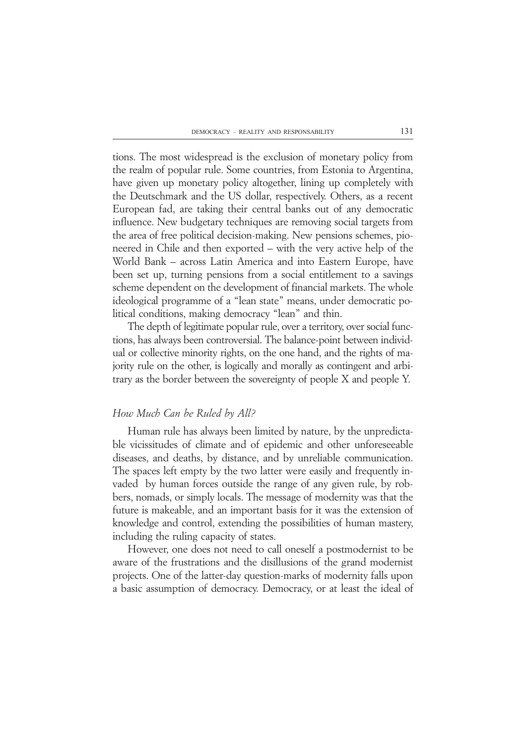tions. The most widespread is the exclusion of monetary policy from the realm of popular rule. Some countries, from Estonia to Argentina, have given up monetary policy altogether, lining up completely with the Deutschmark and the US dollar, respectively. Others, as a recent European fad, are taking their central banks out of any democratic influence. New budgetary techniques are removing social targets from the area of free political decision-making. New pensions schemes, pioneered in Chile and then exported – with the very active help of the World Bank – across Latin America and into Eastern Europe, have been set up, turning pensions from a social entitlement to a savings scheme dependent on the development of financial markets. The whole ideological programme of a "lean state" means, under democratic political conditions, making democracy "lean" and thin.

The depth of legitimate popular rule, over a territory, over social functions, has always been controversial. The balance-point between individual or collective minority rights, on the one hand, and the rights of majority rule on the other, is logically and morally as contingent and arbitrary as the border between the sovereignty of people X and people Y.

### *How Much Can be Ruled by All?*

Human rule has always been limited by nature, by the unpredictable vicissitudes of climate and of epidemic and other unforeseeable diseases, and deaths, by distance, and by unreliable communication. The spaces left empty by the two latter were easily and frequently invaded by human forces outside the range of any given rule, by robbers, nomads, or simply locals. The message of modernity was that the future is makeable, and an important basis for it was the extension of knowledge and control, extending the possibilities of human mastery, including the ruling capacity of states.

However, one does not need to call oneself a postmodernist to be aware of the frustrations and the disillusions of the grand modernist projects. One of the latter-day question-marks of modernity falls upon a basic assumption of democracy. Democracy, or at least the ideal of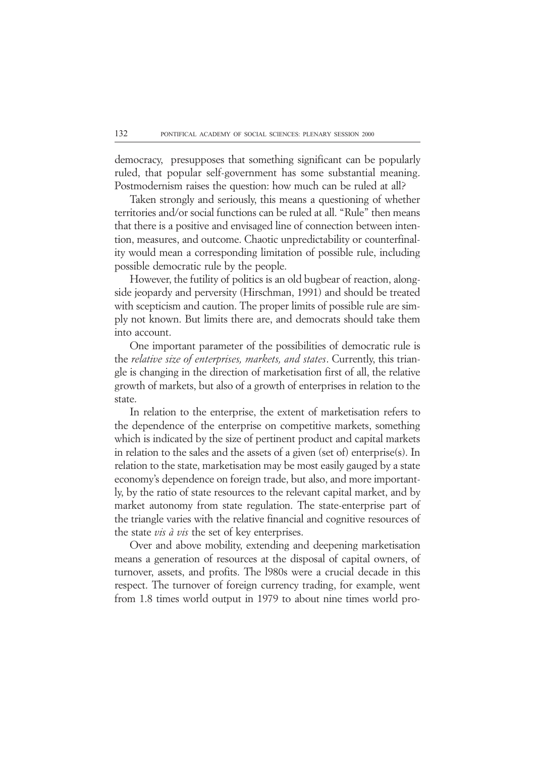democracy, presupposes that something significant can be popularly ruled, that popular self-government has some substantial meaning. Postmodernism raises the question: how much can be ruled at all?

Taken strongly and seriously, this means a questioning of whether territories and/or social functions can be ruled at all. "Rule" then means that there is a positive and envisaged line of connection between intention, measures, and outcome. Chaotic unpredictability or counterfinality would mean a corresponding limitation of possible rule, including possible democratic rule by the people.

However, the futility of politics is an old bugbear of reaction, alongside jeopardy and perversity (Hirschman, 1991) and should be treated with scepticism and caution. The proper limits of possible rule are simply not known. But limits there are, and democrats should take them into account.

One important parameter of the possibilities of democratic rule is the *relative size of enterprises, markets, and states*. Currently, this triangle is changing in the direction of marketisation first of all, the relative growth of markets, but also of a growth of enterprises in relation to the state.

In relation to the enterprise, the extent of marketisation refers to the dependence of the enterprise on competitive markets, something which is indicated by the size of pertinent product and capital markets in relation to the sales and the assets of a given (set of) enterprise(s). In relation to the state, marketisation may be most easily gauged by a state economy's dependence on foreign trade, but also, and more importantly, by the ratio of state resources to the relevant capital market, and by market autonomy from state regulation. The state-enterprise part of the triangle varies with the relative financial and cognitive resources of the state *vis à vis* the set of key enterprises.

Over and above mobility, extending and deepening marketisation means a generation of resources at the disposal of capital owners, of turnover, assets, and profits. The l980s were a crucial decade in this respect. The turnover of foreign currency trading, for example, went from 1.8 times world output in 1979 to about nine times world pro-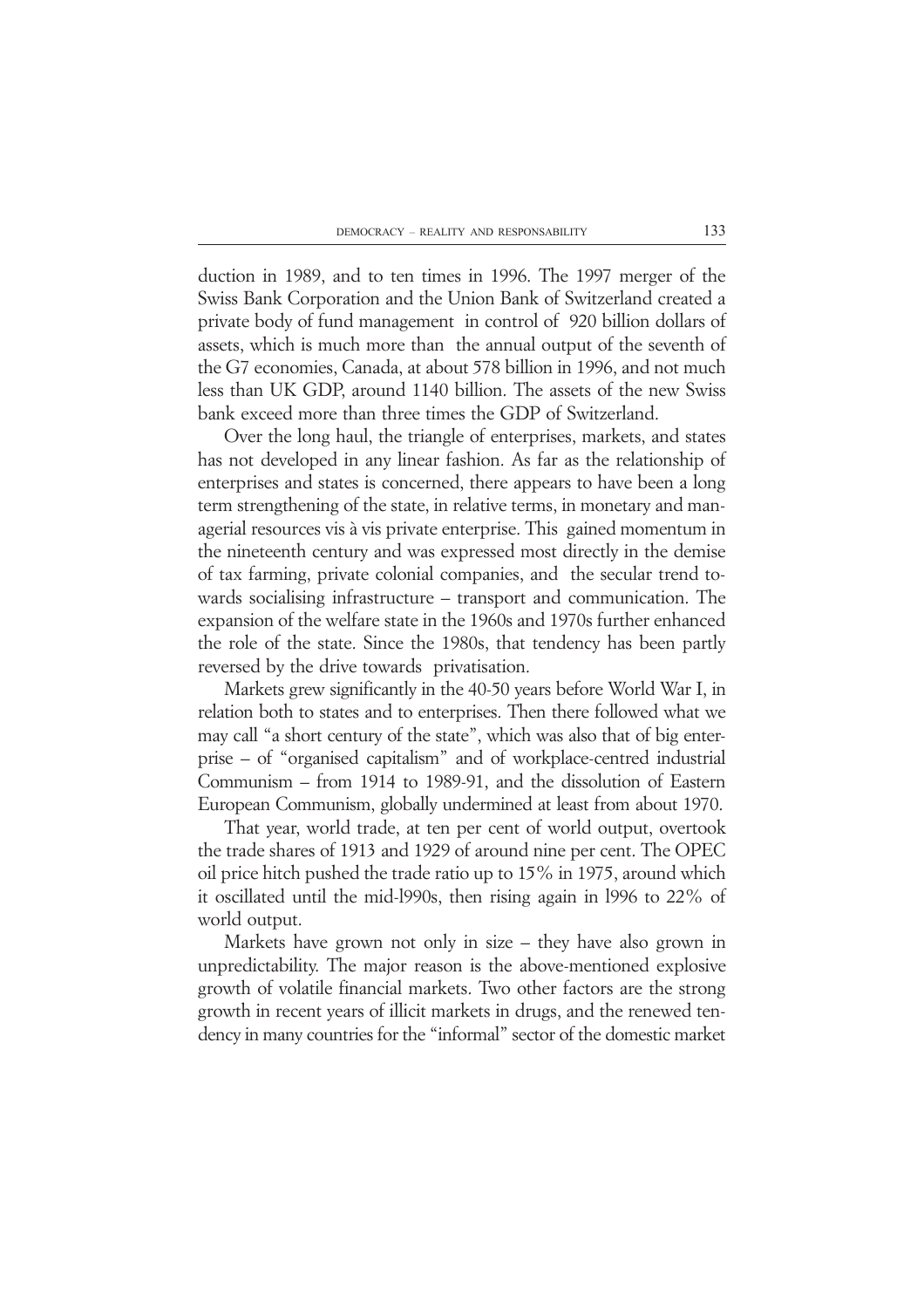duction in 1989, and to ten times in 1996. The 1997 merger of the Swiss Bank Corporation and the Union Bank of Switzerland created a private body of fund management in control of 920 billion dollars of assets, which is much more than the annual output of the seventh of the G7 economies, Canada, at about 578 billion in 1996, and not much less than UK GDP, around 1140 billion. The assets of the new Swiss bank exceed more than three times the GDP of Switzerland.

Over the long haul, the triangle of enterprises, markets, and states has not developed in any linear fashion. As far as the relationship of enterprises and states is concerned, there appears to have been a long term strengthening of the state, in relative terms, in monetary and managerial resources vis à vis private enterprise. This gained momentum in the nineteenth century and was expressed most directly in the demise of tax farming, private colonial companies, and the secular trend towards socialising infrastructure – transport and communication. The expansion of the welfare state in the 1960s and 1970s further enhanced the role of the state. Since the 1980s, that tendency has been partly reversed by the drive towards privatisation.

Markets grew significantly in the 40-50 years before World War I, in relation both to states and to enterprises. Then there followed what we may call "a short century of the state", which was also that of big enterprise – of "organised capitalism" and of workplace-centred industrial Communism – from 1914 to 1989-91, and the dissolution of Eastern European Communism, globally undermined at least from about 1970.

That year, world trade, at ten per cent of world output, overtook the trade shares of 1913 and 1929 of around nine per cent. The OPEC oil price hitch pushed the trade ratio up to 15% in 1975, around which it oscillated until the mid-l990s, then rising again in l996 to 22% of world output.

Markets have grown not only in size – they have also grown in unpredictability. The major reason is the above-mentioned explosive growth of volatile financial markets. Two other factors are the strong growth in recent years of illicit markets in drugs, and the renewed tendency in many countries for the "informal" sector of the domestic market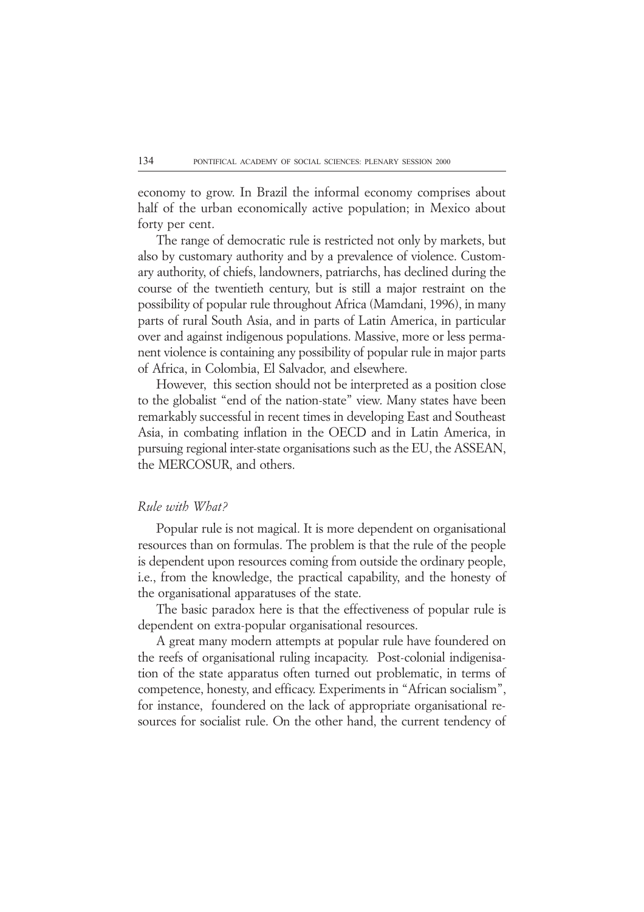economy to grow. In Brazil the informal economy comprises about half of the urban economically active population; in Mexico about forty per cent.

The range of democratic rule is restricted not only by markets, but also by customary authority and by a prevalence of violence. Customary authority, of chiefs, landowners, patriarchs, has declined during the course of the twentieth century, but is still a major restraint on the possibility of popular rule throughout Africa (Mamdani, 1996), in many parts of rural South Asia, and in parts of Latin America, in particular over and against indigenous populations. Massive, more or less permanent violence is containing any possibility of popular rule in major parts of Africa, in Colombia, El Salvador, and elsewhere.

However, this section should not be interpreted as a position close to the globalist "end of the nation-state" view. Many states have been remarkably successful in recent times in developing East and Southeast Asia, in combating inflation in the OECD and in Latin America, in pursuing regional inter-state organisations such as the EU, the ASSEAN, the MERCOSUR, and others.

### *Rule with What?*

Popular rule is not magical. It is more dependent on organisational resources than on formulas. The problem is that the rule of the people is dependent upon resources coming from outside the ordinary people, i.e., from the knowledge, the practical capability, and the honesty of the organisational apparatuses of the state.

The basic paradox here is that the effectiveness of popular rule is dependent on extra-popular organisational resources.

A great many modern attempts at popular rule have foundered on the reefs of organisational ruling incapacity. Post-colonial indigenisation of the state apparatus often turned out problematic, in terms of competence, honesty, and efficacy. Experiments in "African socialism", for instance, foundered on the lack of appropriate organisational resources for socialist rule. On the other hand, the current tendency of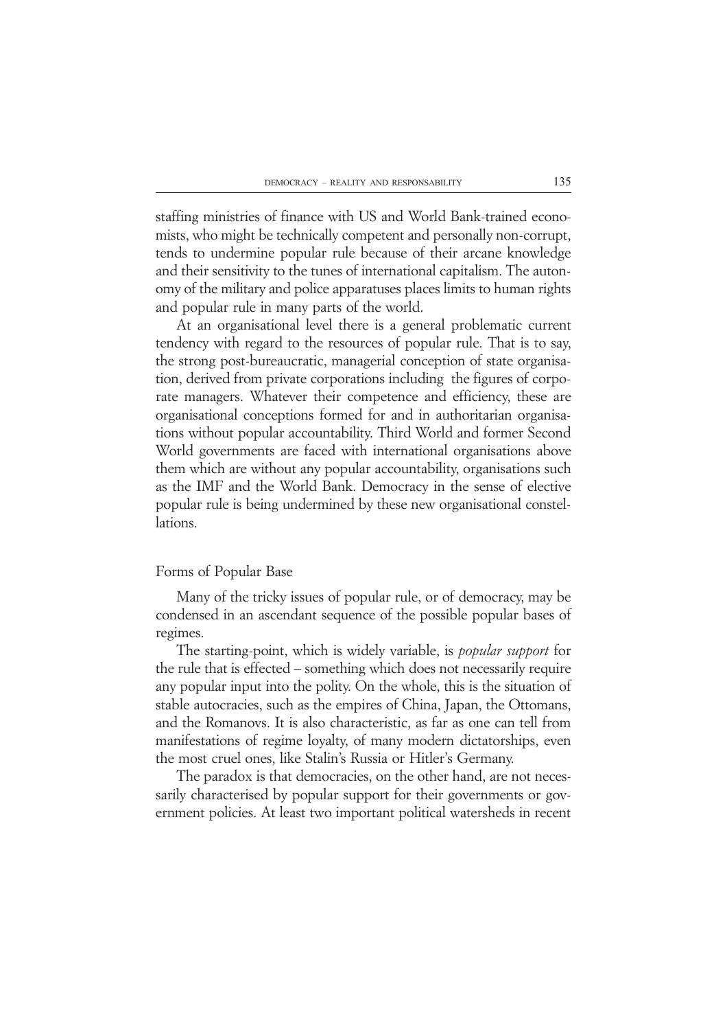staffing ministries of finance with US and World Bank-trained economists, who might be technically competent and personally non-corrupt, tends to undermine popular rule because of their arcane knowledge and their sensitivity to the tunes of international capitalism. The autonomy of the military and police apparatuses places limits to human rights and popular rule in many parts of the world.

At an organisational level there is a general problematic current tendency with regard to the resources of popular rule. That is to say, the strong post-bureaucratic, managerial conception of state organisation, derived from private corporations including the figures of corporate managers. Whatever their competence and efficiency, these are organisational conceptions formed for and in authoritarian organisations without popular accountability. Third World and former Second World governments are faced with international organisations above them which are without any popular accountability, organisations such as the IMF and the World Bank. Democracy in the sense of elective popular rule is being undermined by these new organisational constellations.

## Forms of Popular Base

Many of the tricky issues of popular rule, or of democracy, may be condensed in an ascendant sequence of the possible popular bases of regimes.

The starting-point, which is widely variable, is *popular support* for the rule that is effected – something which does not necessarily require any popular input into the polity. On the whole, this is the situation of stable autocracies, such as the empires of China, Japan, the Ottomans, and the Romanovs. It is also characteristic, as far as one can tell from manifestations of regime loyalty, of many modern dictatorships, even the most cruel ones, like Stalin's Russia or Hitler's Germany.

The paradox is that democracies, on the other hand, are not necessarily characterised by popular support for their governments or government policies. At least two important political watersheds in recent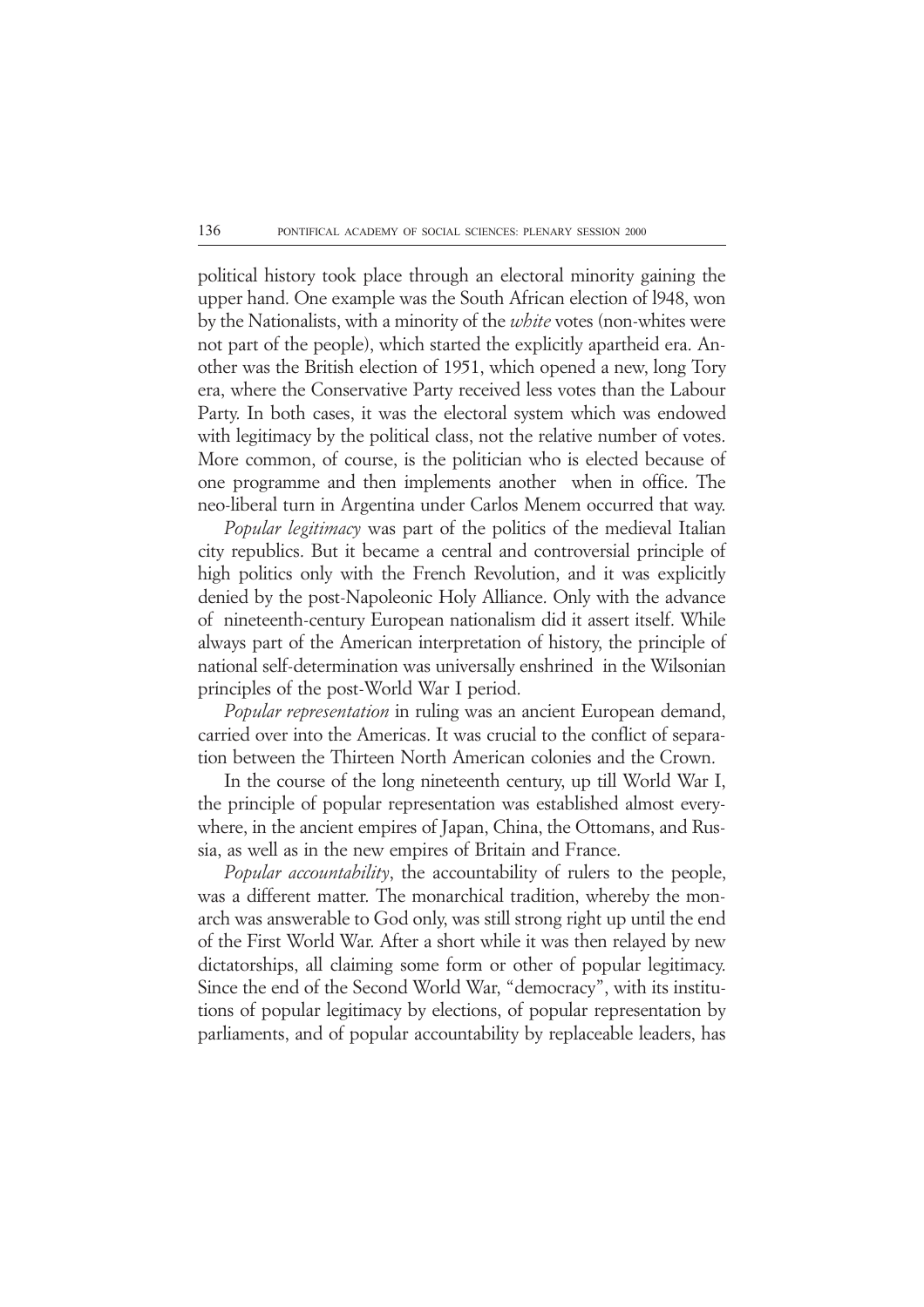political history took place through an electoral minority gaining the upper hand. One example was the South African election of l948, won by the Nationalists, with a minority of the *white* votes (non-whites were not part of the people), which started the explicitly apartheid era. Another was the British election of 1951, which opened a new, long Tory era, where the Conservative Party received less votes than the Labour Party. In both cases, it was the electoral system which was endowed with legitimacy by the political class, not the relative number of votes. More common, of course, is the politician who is elected because of one programme and then implements another when in office. The neo-liberal turn in Argentina under Carlos Menem occurred that way.

*Popular legitimacy* was part of the politics of the medieval Italian city republics. But it became a central and controversial principle of high politics only with the French Revolution, and it was explicitly denied by the post-Napoleonic Holy Alliance. Only with the advance of nineteenth-century European nationalism did it assert itself. While always part of the American interpretation of history, the principle of national self-determination was universally enshrined in the Wilsonian principles of the post-World War I period.

*Popular representation* in ruling was an ancient European demand, carried over into the Americas. It was crucial to the conflict of separation between the Thirteen North American colonies and the Crown.

In the course of the long nineteenth century, up till World War I, the principle of popular representation was established almost everywhere, in the ancient empires of Japan, China, the Ottomans, and Russia, as well as in the new empires of Britain and France.

*Popular accountability*, the accountability of rulers to the people, was a different matter. The monarchical tradition, whereby the monarch was answerable to God only, was still strong right up until the end of the First World War. After a short while it was then relayed by new dictatorships, all claiming some form or other of popular legitimacy. Since the end of the Second World War, "democracy", with its institutions of popular legitimacy by elections, of popular representation by parliaments, and of popular accountability by replaceable leaders, has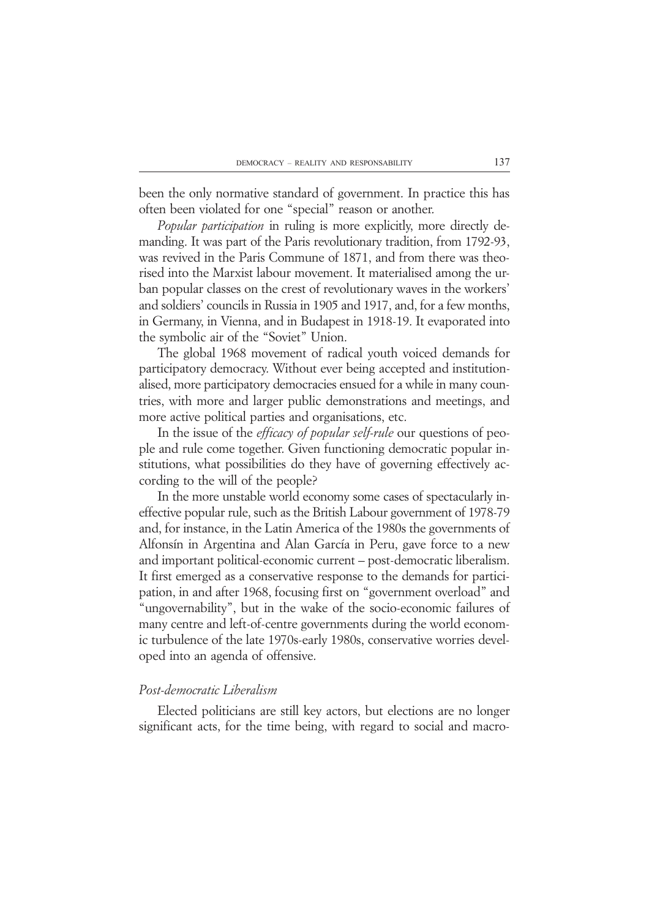been the only normative standard of government. In practice this has often been violated for one "special" reason or another.

*Popular participation* in ruling is more explicitly, more directly demanding. It was part of the Paris revolutionary tradition, from 1792-93, was revived in the Paris Commune of 1871, and from there was theorised into the Marxist labour movement. It materialised among the urban popular classes on the crest of revolutionary waves in the workers' and soldiers' councils in Russia in 1905 and 1917, and, for a few months, in Germany, in Vienna, and in Budapest in 1918-19. It evaporated into the symbolic air of the "Soviet" Union.

The global 1968 movement of radical youth voiced demands for participatory democracy. Without ever being accepted and institutionalised, more participatory democracies ensued for a while in many countries, with more and larger public demonstrations and meetings, and more active political parties and organisations, etc.

In the issue of the *efficacy of popular self-rule* our questions of people and rule come together. Given functioning democratic popular institutions, what possibilities do they have of governing effectively according to the will of the people?

In the more unstable world economy some cases of spectacularly ineffective popular rule, such as the British Labour government of 1978-79 and, for instance, in the Latin America of the 1980s the governments of Alfonsín in Argentina and Alan García in Peru, gave force to a new and important political-economic current – post-democratic liberalism. It first emerged as a conservative response to the demands for participation, in and after 1968, focusing first on "government overload" and "ungovernability", but in the wake of the socio-economic failures of many centre and left-of-centre governments during the world economic turbulence of the late 1970s-early 1980s, conservative worries developed into an agenda of offensive.

### *Post-democratic Liberalism*

Elected politicians are still key actors, but elections are no longer significant acts, for the time being, with regard to social and macro-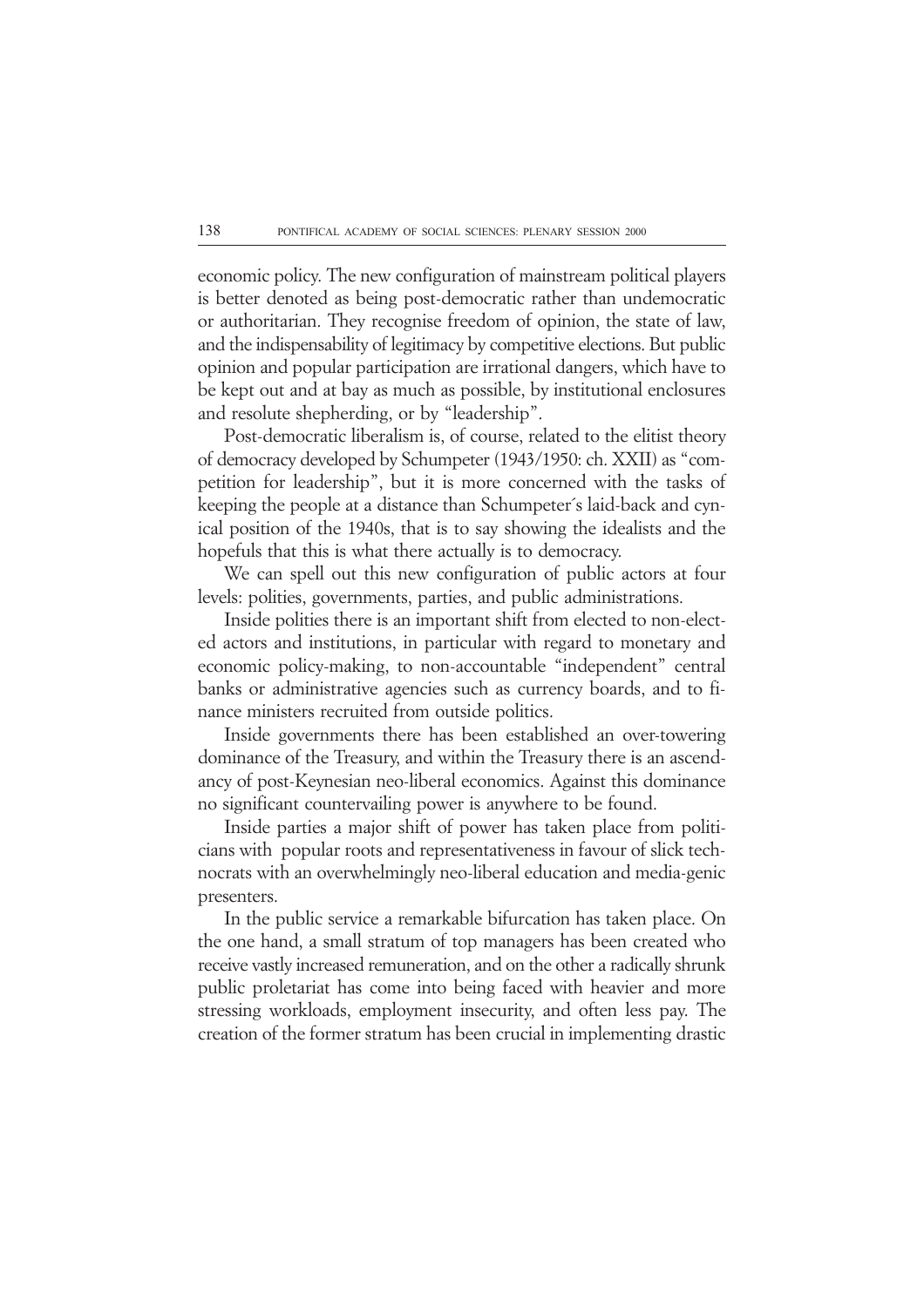economic policy. The new configuration of mainstream political players is better denoted as being post-democratic rather than undemocratic or authoritarian. They recognise freedom of opinion, the state of law, and the indispensability of legitimacy by competitive elections. But public opinion and popular participation are irrational dangers, which have to be kept out and at bay as much as possible, by institutional enclosures and resolute shepherding, or by "leadership".

Post-democratic liberalism is, of course, related to the elitist theory of democracy developed by Schumpeter (1943/1950: ch. XXII) as "competition for leadership", but it is more concerned with the tasks of keeping the people at a distance than Schumpeter´s laid-back and cynical position of the 1940s, that is to say showing the idealists and the hopefuls that this is what there actually is to democracy.

We can spell out this new configuration of public actors at four levels: polities, governments, parties, and public administrations.

Inside polities there is an important shift from elected to non-elected actors and institutions, in particular with regard to monetary and economic policy-making, to non-accountable "independent" central banks or administrative agencies such as currency boards, and to finance ministers recruited from outside politics.

Inside governments there has been established an over-towering dominance of the Treasury, and within the Treasury there is an ascendancy of post-Keynesian neo-liberal economics. Against this dominance no significant countervailing power is anywhere to be found.

Inside parties a major shift of power has taken place from politicians with popular roots and representativeness in favour of slick technocrats with an overwhelmingly neo-liberal education and media-genic presenters.

In the public service a remarkable bifurcation has taken place. On the one hand, a small stratum of top managers has been created who receive vastly increased remuneration, and on the other a radically shrunk public proletariat has come into being faced with heavier and more stressing workloads, employment insecurity, and often less pay. The creation of the former stratum has been crucial in implementing drastic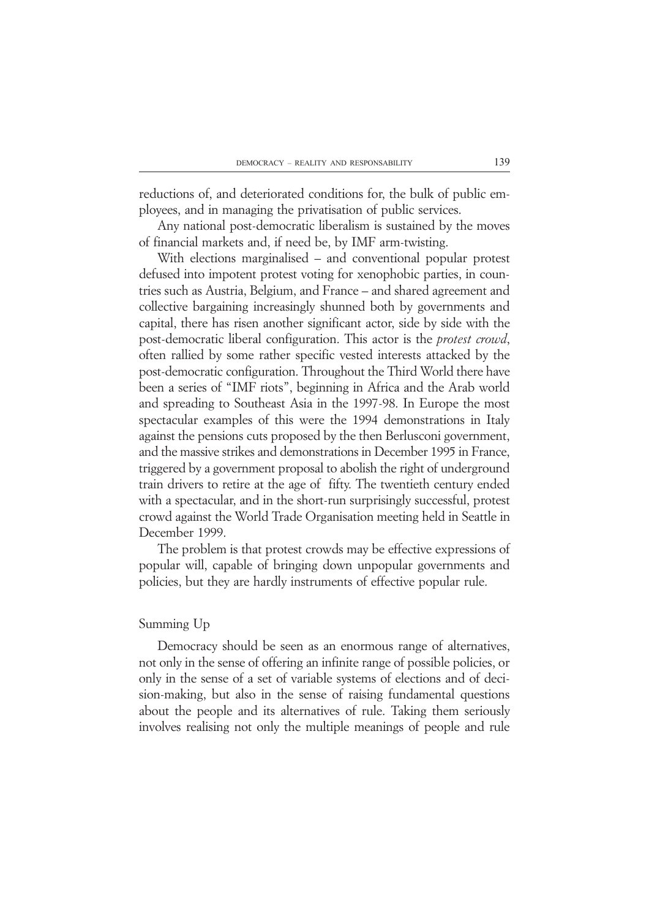reductions of, and deteriorated conditions for, the bulk of public employees, and in managing the privatisation of public services.

Any national post-democratic liberalism is sustained by the moves of financial markets and, if need be, by IMF arm-twisting.

With elections marginalised – and conventional popular protest defused into impotent protest voting for xenophobic parties, in countries such as Austria, Belgium, and France – and shared agreement and collective bargaining increasingly shunned both by governments and capital, there has risen another significant actor, side by side with the post-democratic liberal configuration. This actor is the *protest crowd*, often rallied by some rather specific vested interests attacked by the post-democratic configuration. Throughout the Third World there have been a series of "IMF riots", beginning in Africa and the Arab world and spreading to Southeast Asia in the 1997-98. In Europe the most spectacular examples of this were the 1994 demonstrations in Italy against the pensions cuts proposed by the then Berlusconi government, and the massive strikes and demonstrations in December 1995 in France, triggered by a government proposal to abolish the right of underground train drivers to retire at the age of fifty. The twentieth century ended with a spectacular, and in the short-run surprisingly successful, protest crowd against the World Trade Organisation meeting held in Seattle in December 1999.

The problem is that protest crowds may be effective expressions of popular will, capable of bringing down unpopular governments and policies, but they are hardly instruments of effective popular rule.

## Summing Up

Democracy should be seen as an enormous range of alternatives, not only in the sense of offering an infinite range of possible policies, or only in the sense of a set of variable systems of elections and of decision-making, but also in the sense of raising fundamental questions about the people and its alternatives of rule. Taking them seriously involves realising not only the multiple meanings of people and rule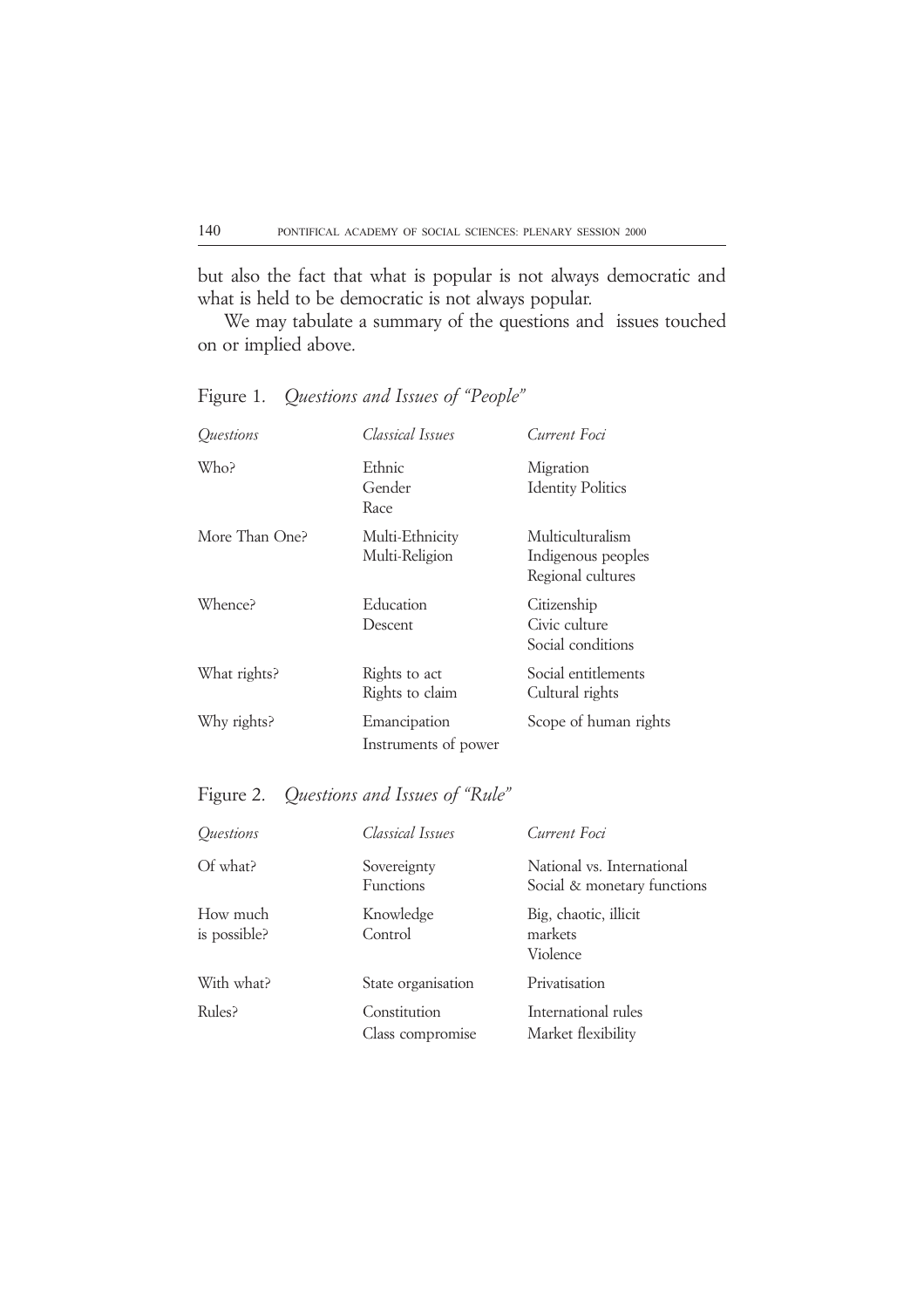but also the fact that what is popular is not always democratic and what is held to be democratic is not always popular.

We may tabulate a summary of the questions and issues touched on or implied above.

Figure 1. *Questions and Issues of "People"*

| *Questions* | *Classical Issues* | *Current Foci* |
|---|---|---|
| Who? | Ethnic<br>Gender<br>Race | Migration<br>Identity Politics |
| More Than One? | Multi-Ethnicity<br>Multi-Religion | Multiculturalism<br>Indigenous peoples<br>Regional cultures |
| Whence? | Education<br>Descent | Citizenship<br>Civic culture<br>Social conditions |
| What rights? | Rights to act<br>Rights to claim | Social entitlements<br>Cultural rights |
| Why rights? | Emancipation<br>Instruments of power | Scope of human rights |

Figure 2. *Questions and Issues of "Rule"*

| *Questions* | *Classical Issues* | *Current Foci* |
|---|---|---|
| Of what? | Sovereignty<br>Functions | National vs. International<br>Social & monetary functions |
| How much is possible? | Knowledge<br>Control | Big, chaotic, illicit markets<br>Violence |
| With what? | State organisation | Privatisation |
| Rules? | Constitution<br>Class compromise | International rules<br>Market flexibility |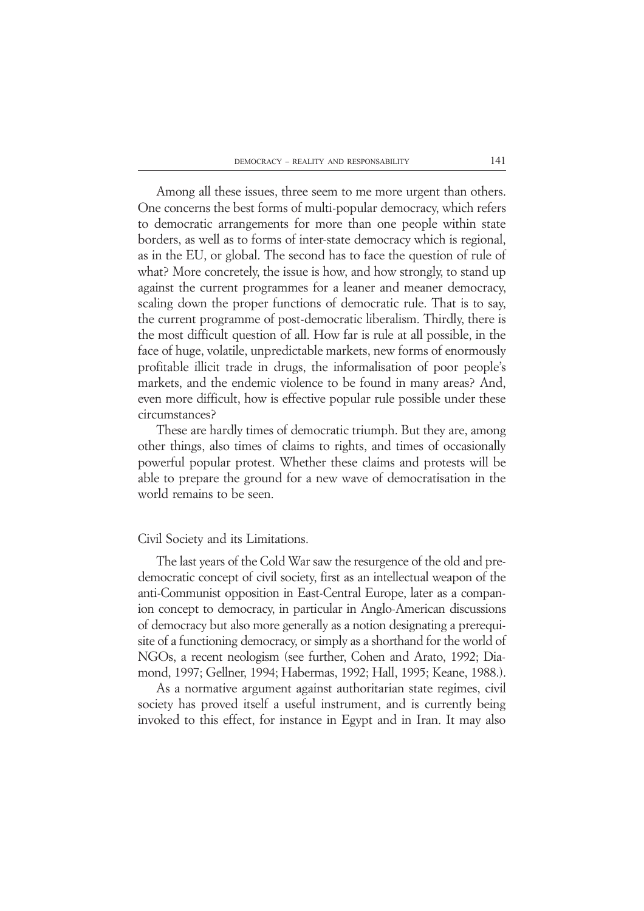Among all these issues, three seem to me more urgent than others. One concerns the best forms of multi-popular democracy, which refers to democratic arrangements for more than one people within state borders, as well as to forms of inter-state democracy which is regional, as in the EU, or global. The second has to face the question of rule of what? More concretely, the issue is how, and how strongly, to stand up against the current programmes for a leaner and meaner democracy, scaling down the proper functions of democratic rule. That is to say, the current programme of post-democratic liberalism. Thirdly, there is the most difficult question of all. How far is rule at all possible, in the face of huge, volatile, unpredictable markets, new forms of enormously profitable illicit trade in drugs, the informalisation of poor people's markets, and the endemic violence to be found in many areas? And, even more difficult, how is effective popular rule possible under these circumstances?

These are hardly times of democratic triumph. But they are, among other things, also times of claims to rights, and times of occasionally powerful popular protest. Whether these claims and protests will be able to prepare the ground for a new wave of democratisation in the world remains to be seen.

## Civil Society and its Limitations.

The last years of the Cold War saw the resurgence of the old and pre-democratic concept of civil society, first as an intellectual weapon of the anti-Communist opposition in East-Central Europe, later as a companion concept to democracy, in particular in Anglo-American discussions of democracy but also more generally as a notion designating a prerequisite of a functioning democracy, or simply as a shorthand for the world of NGOs, a recent neologism (see further, Cohen and Arato, 1992; Diamond, 1997; Gellner, 1994; Habermas, 1992; Hall, 1995; Keane, 1988.).

As a normative argument against authoritarian state regimes, civil society has proved itself a useful instrument, and is currently being invoked to this effect, for instance in Egypt and in Iran. It may also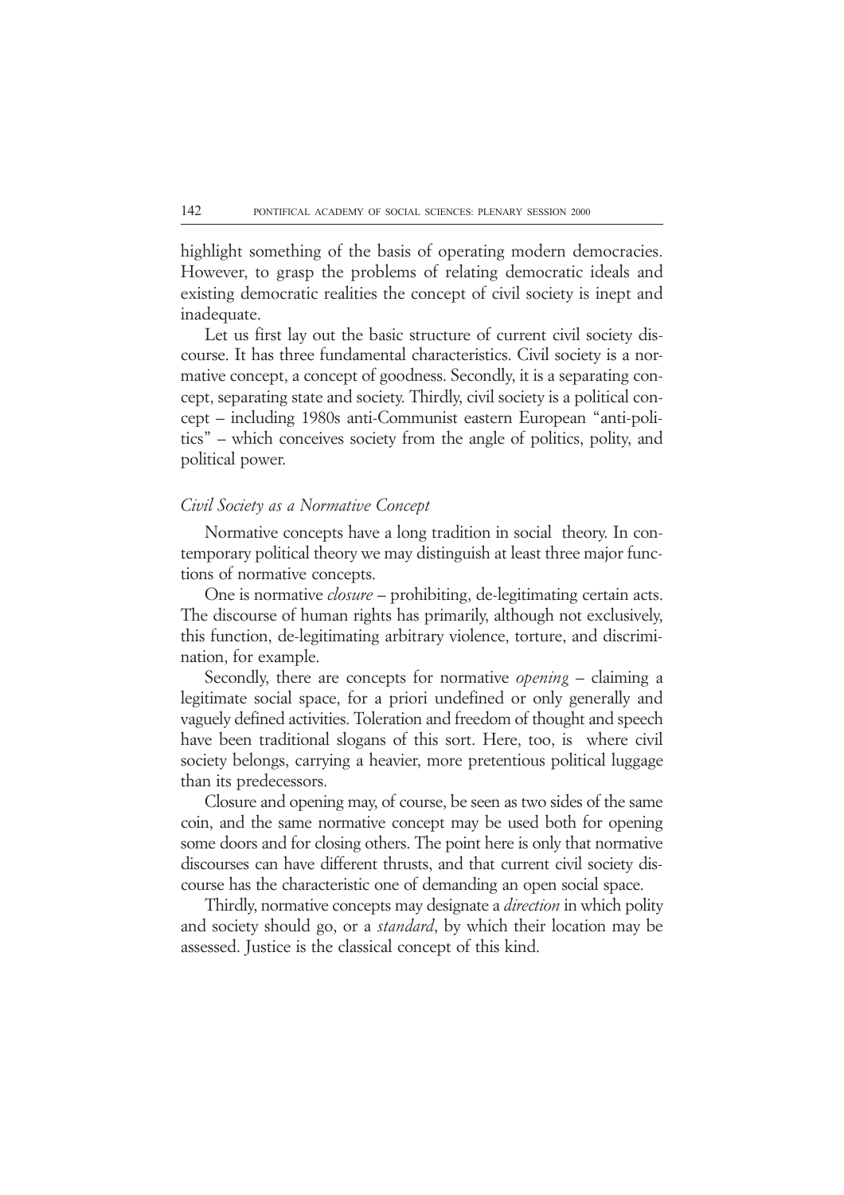highlight something of the basis of operating modern democracies. However, to grasp the problems of relating democratic ideals and existing democratic realities the concept of civil society is inept and inadequate.

Let us first lay out the basic structure of current civil society discourse. It has three fundamental characteristics. Civil society is a normative concept, a concept of goodness. Secondly, it is a separating concept, separating state and society. Thirdly, civil society is a political concept – including 1980s anti-Communist eastern European "anti-politics" – which conceives society from the angle of politics, polity, and political power.

### *Civil Society as a Normative Concept*

Normative concepts have a long tradition in social theory. In contemporary political theory we may distinguish at least three major functions of normative concepts.

One is normative *closure* – prohibiting, de-legitimating certain acts. The discourse of human rights has primarily, although not exclusively, this function, de-legitimating arbitrary violence, torture, and discrimination, for example.

Secondly, there are concepts for normative *opening* – claiming a legitimate social space, for a priori undefined or only generally and vaguely defined activities. Toleration and freedom of thought and speech have been traditional slogans of this sort. Here, too, is where civil society belongs, carrying a heavier, more pretentious political luggage than its predecessors.

Closure and opening may, of course, be seen as two sides of the same coin, and the same normative concept may be used both for opening some doors and for closing others. The point here is only that normative discourses can have different thrusts, and that current civil society discourse has the characteristic one of demanding an open social space.

Thirdly, normative concepts may designate a *direction* in which polity and society should go, or a *standard*, by which their location may be assessed. Justice is the classical concept of this kind.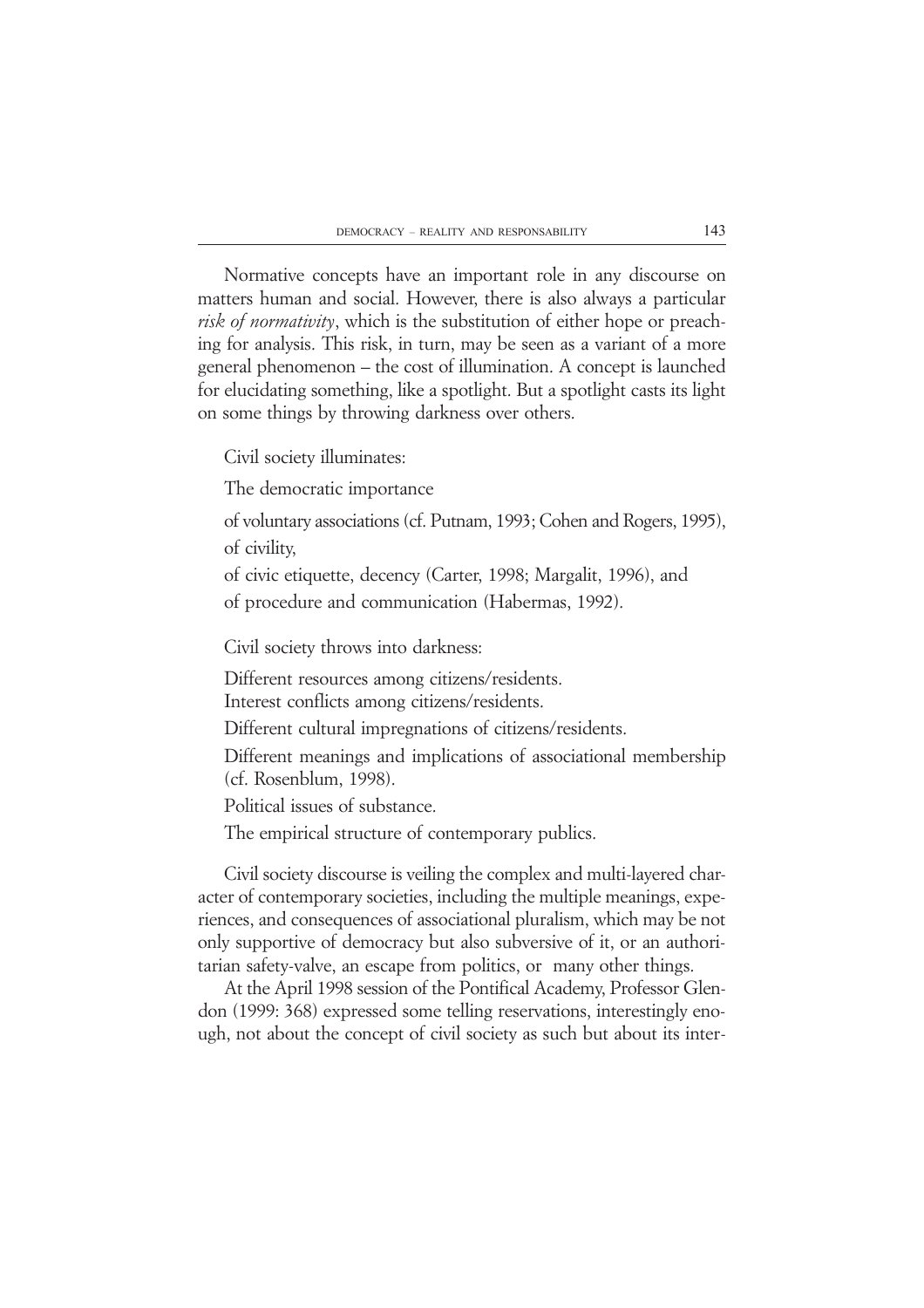Normative concepts have an important role in any discourse on matters human and social. However, there is also always a particular *risk of normativity*, which is the substitution of either hope or preaching for analysis. This risk, in turn, may be seen as a variant of a more general phenomenon – the cost of illumination. A concept is launched for elucidating something, like a spotlight. But a spotlight casts its light on some things by throwing darkness over others.

Civil society illuminates:

The democratic importance

of voluntary associations (cf. Putnam, 1993; Cohen and Rogers, 1995), of civility,

of civic etiquette, decency (Carter, 1998; Margalit, 1996), and

of procedure and communication (Habermas, 1992).

Civil society throws into darkness:

Different resources among citizens/residents.

Interest conflicts among citizens/residents.

Different cultural impregnations of citizens/residents.

Different meanings and implications of associational membership (cf. Rosenblum, 1998).

Political issues of substance.

The empirical structure of contemporary publics.

Civil society discourse is veiling the complex and multi-layered character of contemporary societies, including the multiple meanings, experiences, and consequences of associational pluralism, which may be not only supportive of democracy but also subversive of it, or an authoritarian safety-valve, an escape from politics, or many other things.

At the April 1998 session of the Pontifical Academy, Professor Glendon (1999: 368) expressed some telling reservations, interestingly enough, not about the concept of civil society as such but about its inter-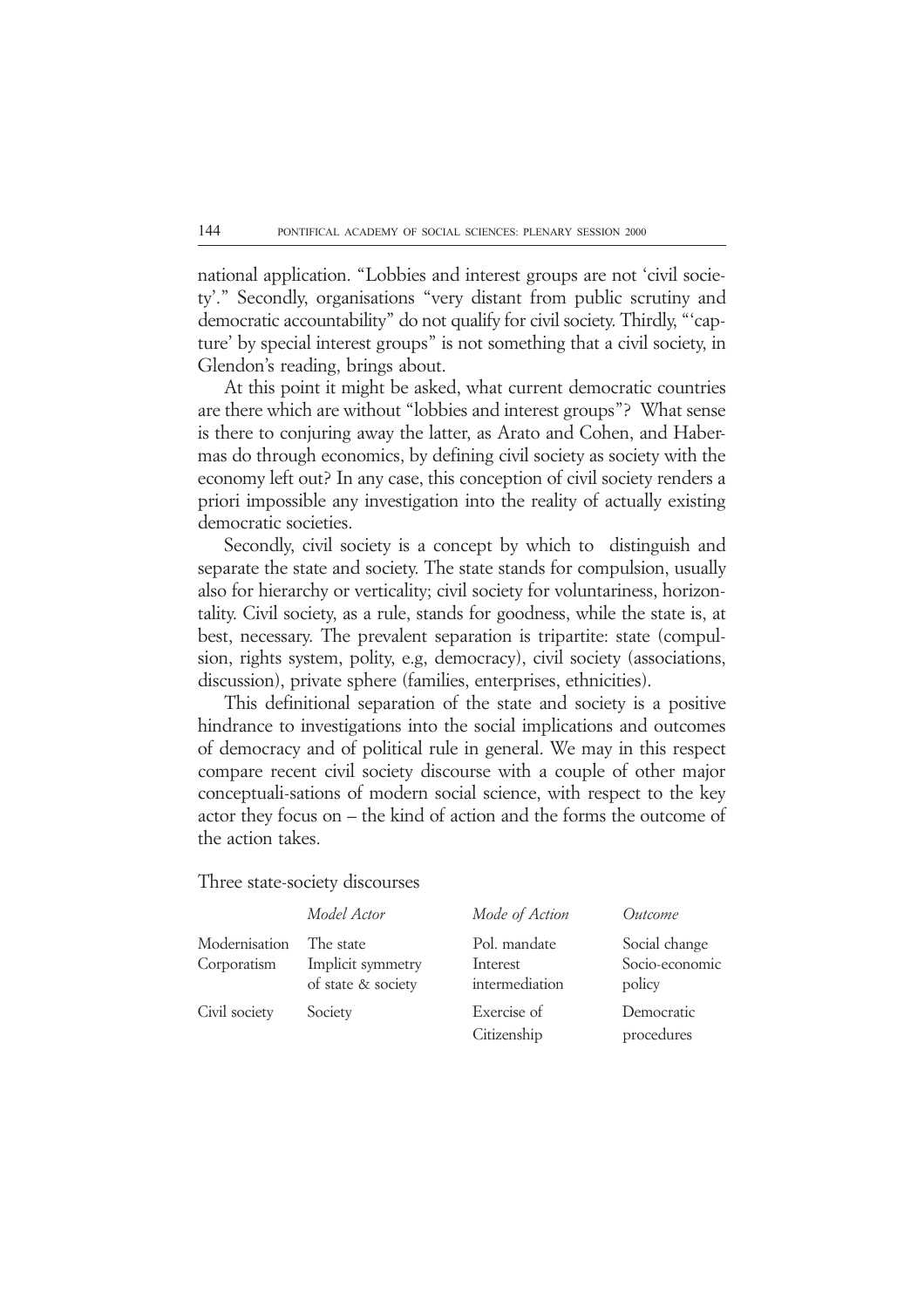national application. "Lobbies and interest groups are not 'civil society'." Secondly, organisations "very distant from public scrutiny and democratic accountability" do not qualify for civil society. Thirdly, "'capture' by special interest groups" is not something that a civil society, in Glendon's reading, brings about.

At this point it might be asked, what current democratic countries are there which are without "lobbies and interest groups"? What sense is there to conjuring away the latter, as Arato and Cohen, and Habermas do through economics, by defining civil society as society with the economy left out? In any case, this conception of civil society renders a priori impossible any investigation into the reality of actually existing democratic societies.

Secondly, civil society is a concept by which to distinguish and separate the state and society. The state stands for compulsion, usually also for hierarchy or verticality; civil society for voluntariness, horizontality. Civil society, as a rule, stands for goodness, while the state is, at best, necessary. The prevalent separation is tripartite: state (compulsion, rights system, polity, e.g, democracy), civil society (associations, discussion), private sphere (families, enterprises, ethnicities).

This definitional separation of the state and society is a positive hindrance to investigations into the social implications and outcomes of democracy and of political rule in general. We may in this respect compare recent civil society discourse with a couple of other major conceptuali-sations of modern social science, with respect to the key actor they focus on – the kind of action and the forms the outcome of the action takes.

Three state-society discourses

| | *Model Actor* | *Mode of Action* | *Outcome* |
|---|---|---|---|
| Modernisation | The state | Pol. mandate | Social change |
| Corporatism | Implicit symmetry of state & society | Interest intermediation | Socio-economic policy |
| Civil society | Society | Exercise of Citizenship | Democratic procedures |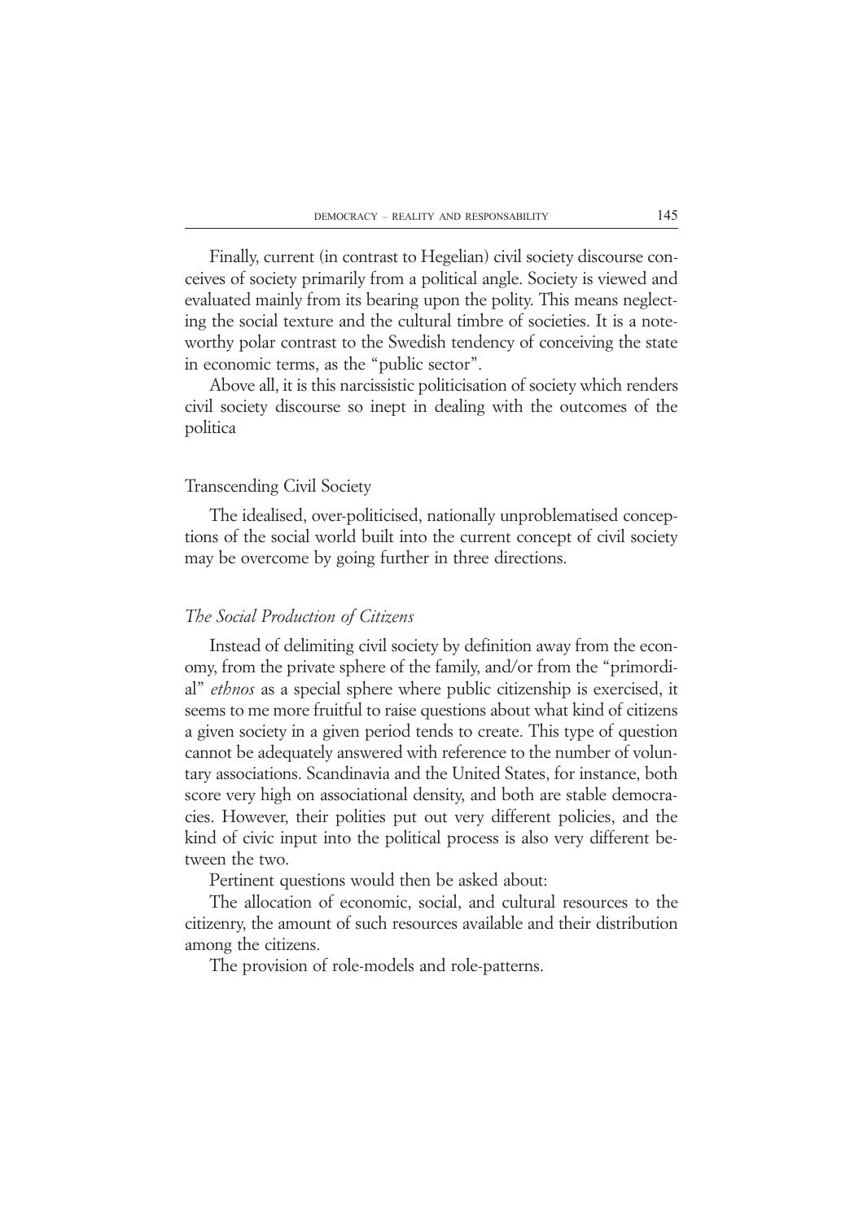Finally, current (in contrast to Hegelian) civil society discourse conceives of society primarily from a political angle. Society is viewed and evaluated mainly from its bearing upon the polity. This means neglecting the social texture and the cultural timbre of societies. It is a noteworthy polar contrast to the Swedish tendency of conceiving the state in economic terms, as the "public sector".

Above all, it is this narcissistic politicisation of society which renders civil society discourse so inept in dealing with the outcomes of the politica

## Transcending Civil Society

The idealised, over-politicised, nationally unproblematised conceptions of the social world built into the current concept of civil society may be overcome by going further in three directions.

### *The Social Production of Citizens*

Instead of delimiting civil society by definition away from the economy, from the private sphere of the family, and/or from the "primordial" *ethnos* as a special sphere where public citizenship is exercised, it seems to me more fruitful to raise questions about what kind of citizens a given society in a given period tends to create. This type of question cannot be adequately answered with reference to the number of voluntary associations. Scandinavia and the United States, for instance, both score very high on associational density, and both are stable democracies. However, their polities put out very different policies, and the kind of civic input into the political process is also very different between the two.

Pertinent questions would then be asked about:

The allocation of economic, social, and cultural resources to the citizenry, the amount of such resources available and their distribution among the citizens.

The provision of role-models and role-patterns.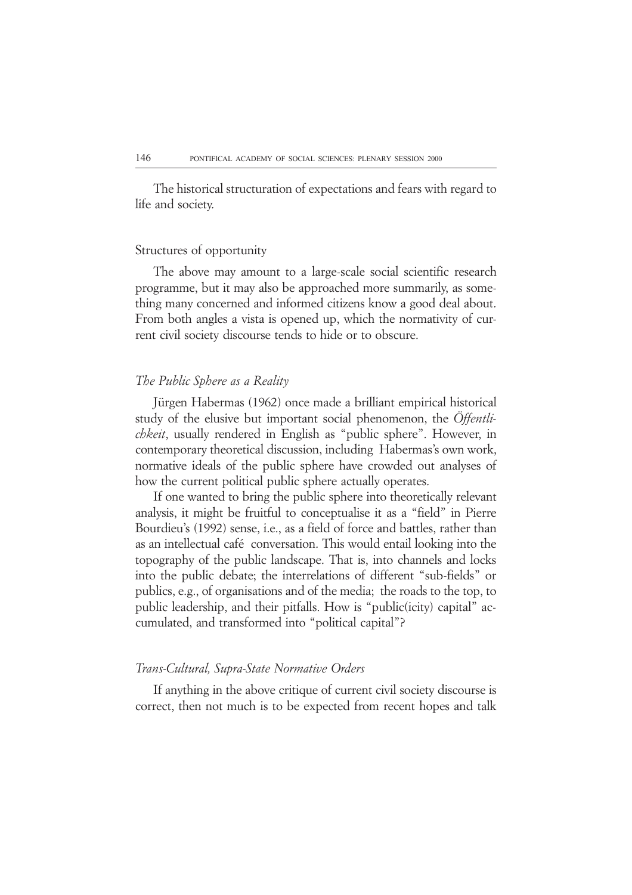The historical structuration of expectations and fears with regard to life and society.

## Structures of opportunity

The above may amount to a large-scale social scientific research programme, but it may also be approached more summarily, as something many concerned and informed citizens know a good deal about. From both angles a vista is opened up, which the normativity of current civil society discourse tends to hide or to obscure.

### *The Public Sphere as a Reality*

Jürgen Habermas (1962) once made a brilliant empirical historical study of the elusive but important social phenomenon, the *Öffentlichkeit*, usually rendered in English as "public sphere". However, in contemporary theoretical discussion, including Habermas's own work, normative ideals of the public sphere have crowded out analyses of how the current political public sphere actually operates.

If one wanted to bring the public sphere into theoretically relevant analysis, it might be fruitful to conceptualise it as a "field" in Pierre Bourdieu's (1992) sense, i.e., as a field of force and battles, rather than as an intellectual café conversation. This would entail looking into the topography of the public landscape. That is, into channels and locks into the public debate; the interrelations of different "sub-fields" or publics, e.g., of organisations and of the media; the roads to the top, to public leadership, and their pitfalls. How is "public(icity) capital" accumulated, and transformed into "political capital"?

### *Trans-Cultural, Supra-State Normative Orders*

If anything in the above critique of current civil society discourse is correct, then not much is to be expected from recent hopes and talk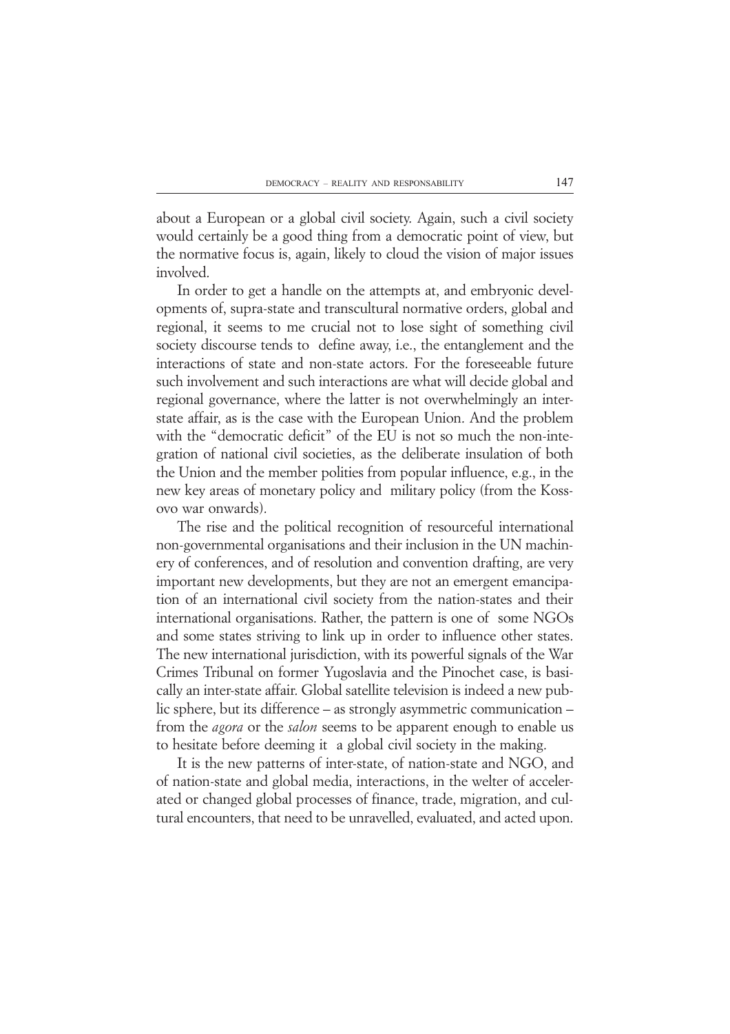about a European or a global civil society. Again, such a civil society would certainly be a good thing from a democratic point of view, but the normative focus is, again, likely to cloud the vision of major issues involved.

In order to get a handle on the attempts at, and embryonic developments of, supra-state and transcultural normative orders, global and regional, it seems to me crucial not to lose sight of something civil society discourse tends to define away, i.e., the entanglement and the interactions of state and non-state actors. For the foreseeable future such involvement and such interactions are what will decide global and regional governance, where the latter is not overwhelmingly an inter-state affair, as is the case with the European Union. And the problem with the "democratic deficit" of the EU is not so much the non-integration of national civil societies, as the deliberate insulation of both the Union and the member polities from popular influence, e.g., in the new key areas of monetary policy and military policy (from the Kossovo war onwards).

The rise and the political recognition of resourceful international non-governmental organisations and their inclusion in the UN machinery of conferences, and of resolution and convention drafting, are very important new developments, but they are not an emergent emancipation of an international civil society from the nation-states and their international organisations. Rather, the pattern is one of some NGOs and some states striving to link up in order to influence other states. The new international jurisdiction, with its powerful signals of the War Crimes Tribunal on former Yugoslavia and the Pinochet case, is basically an inter-state affair. Global satellite television is indeed a new public sphere, but its difference – as strongly asymmetric communication – from the *agora* or the *salon* seems to be apparent enough to enable us to hesitate before deeming it a global civil society in the making.

It is the new patterns of inter-state, of nation-state and NGO, and of nation-state and global media, interactions, in the welter of accelerated or changed global processes of finance, trade, migration, and cultural encounters, that need to be unravelled, evaluated, and acted upon.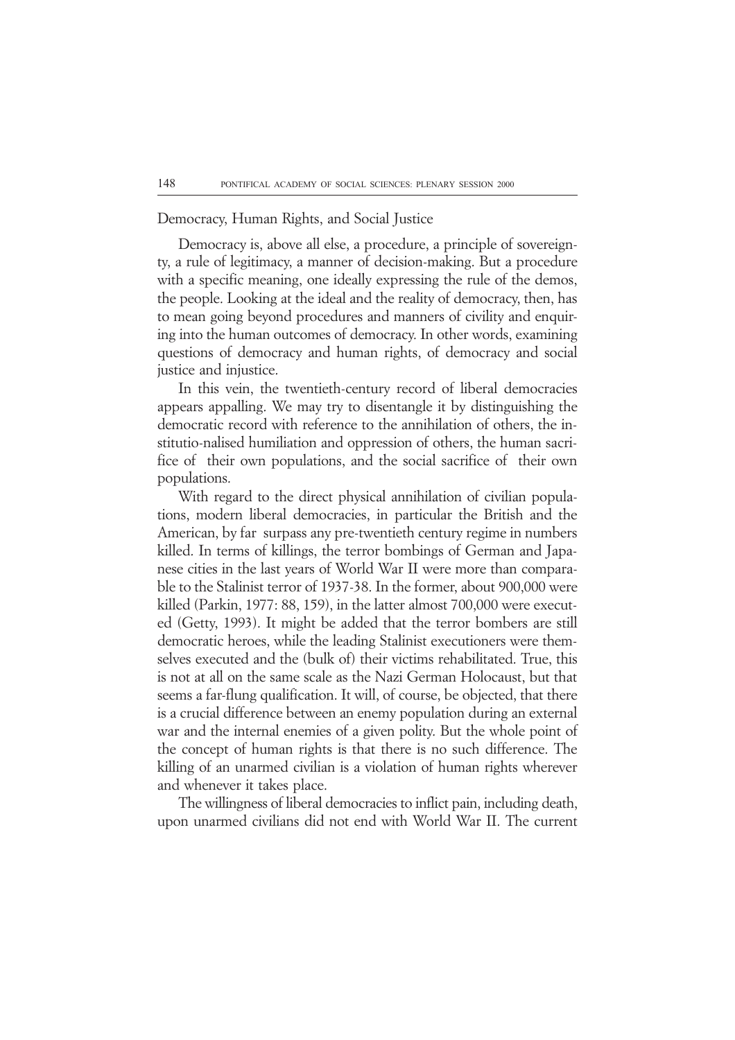## Democracy, Human Rights, and Social Justice

Democracy is, above all else, a procedure, a principle of sovereignty, a rule of legitimacy, a manner of decision-making. But a procedure with a specific meaning, one ideally expressing the rule of the demos, the people. Looking at the ideal and the reality of democracy, then, has to mean going beyond procedures and manners of civility and enquiring into the human outcomes of democracy. In other words, examining questions of democracy and human rights, of democracy and social justice and injustice.

In this vein, the twentieth-century record of liberal democracies appears appalling. We may try to disentangle it by distinguishing the democratic record with reference to the annihilation of others, the institutio-nalised humiliation and oppression of others, the human sacrifice of their own populations, and the social sacrifice of their own populations.

With regard to the direct physical annihilation of civilian populations, modern liberal democracies, in particular the British and the American, by far surpass any pre-twentieth century regime in numbers killed. In terms of killings, the terror bombings of German and Japanese cities in the last years of World War II were more than comparable to the Stalinist terror of 1937-38. In the former, about 900,000 were killed (Parkin, 1977: 88, 159), in the latter almost 700,000 were executed (Getty, 1993). It might be added that the terror bombers are still democratic heroes, while the leading Stalinist executioners were themselves executed and the (bulk of) their victims rehabilitated. True, this is not at all on the same scale as the Nazi German Holocaust, but that seems a far-flung qualification. It will, of course, be objected, that there is a crucial difference between an enemy population during an external war and the internal enemies of a given polity. But the whole point of the concept of human rights is that there is no such difference. The killing of an unarmed civilian is a violation of human rights wherever and whenever it takes place.

The willingness of liberal democracies to inflict pain, including death, upon unarmed civilians did not end with World War II. The current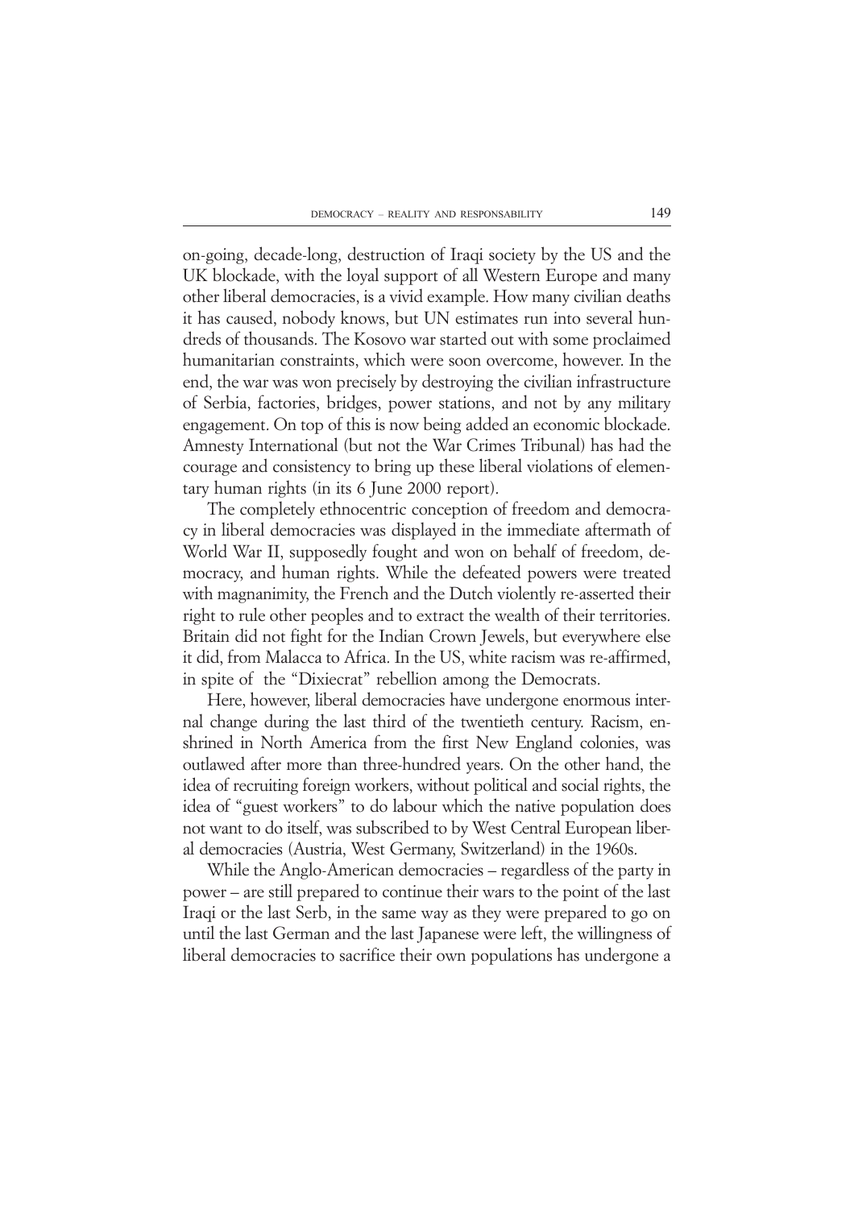on-going, decade-long, destruction of Iraqi society by the US and the UK blockade, with the loyal support of all Western Europe and many other liberal democracies, is a vivid example. How many civilian deaths it has caused, nobody knows, but UN estimates run into several hundreds of thousands. The Kosovo war started out with some proclaimed humanitarian constraints, which were soon overcome, however. In the end, the war was won precisely by destroying the civilian infrastructure of Serbia, factories, bridges, power stations, and not by any military engagement. On top of this is now being added an economic blockade. Amnesty International (but not the War Crimes Tribunal) has had the courage and consistency to bring up these liberal violations of elementary human rights (in its 6 June 2000 report).

The completely ethnocentric conception of freedom and democracy in liberal democracies was displayed in the immediate aftermath of World War II, supposedly fought and won on behalf of freedom, democracy, and human rights. While the defeated powers were treated with magnanimity, the French and the Dutch violently re-asserted their right to rule other peoples and to extract the wealth of their territories. Britain did not fight for the Indian Crown Jewels, but everywhere else it did, from Malacca to Africa. In the US, white racism was re-affirmed, in spite of the "Dixiecrat" rebellion among the Democrats.

Here, however, liberal democracies have undergone enormous internal change during the last third of the twentieth century. Racism, enshrined in North America from the first New England colonies, was outlawed after more than three-hundred years. On the other hand, the idea of recruiting foreign workers, without political and social rights, the idea of "guest workers" to do labour which the native population does not want to do itself, was subscribed to by West Central European liberal democracies (Austria, West Germany, Switzerland) in the 1960s.

While the Anglo-American democracies – regardless of the party in power – are still prepared to continue their wars to the point of the last Iraqi or the last Serb, in the same way as they were prepared to go on until the last German and the last Japanese were left, the willingness of liberal democracies to sacrifice their own populations has undergone a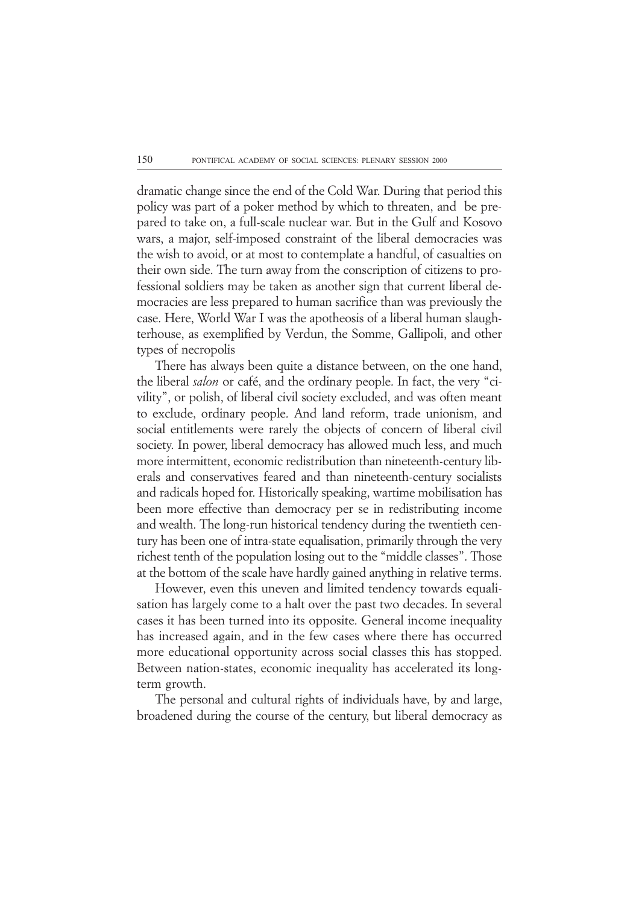dramatic change since the end of the Cold War. During that period this policy was part of a poker method by which to threaten, and be prepared to take on, a full-scale nuclear war. But in the Gulf and Kosovo wars, a major, self-imposed constraint of the liberal democracies was the wish to avoid, or at most to contemplate a handful, of casualties on their own side. The turn away from the conscription of citizens to professional soldiers may be taken as another sign that current liberal democracies are less prepared to human sacrifice than was previously the case. Here, World War I was the apotheosis of a liberal human slaughterhouse, as exemplified by Verdun, the Somme, Gallipoli, and other types of necropolis

There has always been quite a distance between, on the one hand, the liberal *salon* or café, and the ordinary people. In fact, the very "civility", or polish, of liberal civil society excluded, and was often meant to exclude, ordinary people. And land reform, trade unionism, and social entitlements were rarely the objects of concern of liberal civil society. In power, liberal democracy has allowed much less, and much more intermittent, economic redistribution than nineteenth-century liberals and conservatives feared and than nineteenth-century socialists and radicals hoped for. Historically speaking, wartime mobilisation has been more effective than democracy per se in redistributing income and wealth. The long-run historical tendency during the twentieth century has been one of intra-state equalisation, primarily through the very richest tenth of the population losing out to the "middle classes". Those at the bottom of the scale have hardly gained anything in relative terms.

However, even this uneven and limited tendency towards equalisation has largely come to a halt over the past two decades. In several cases it has been turned into its opposite. General income inequality has increased again, and in the few cases where there has occurred more educational opportunity across social classes this has stopped. Between nation-states, economic inequality has accelerated its long-term growth.

The personal and cultural rights of individuals have, by and large, broadened during the course of the century, but liberal democracy as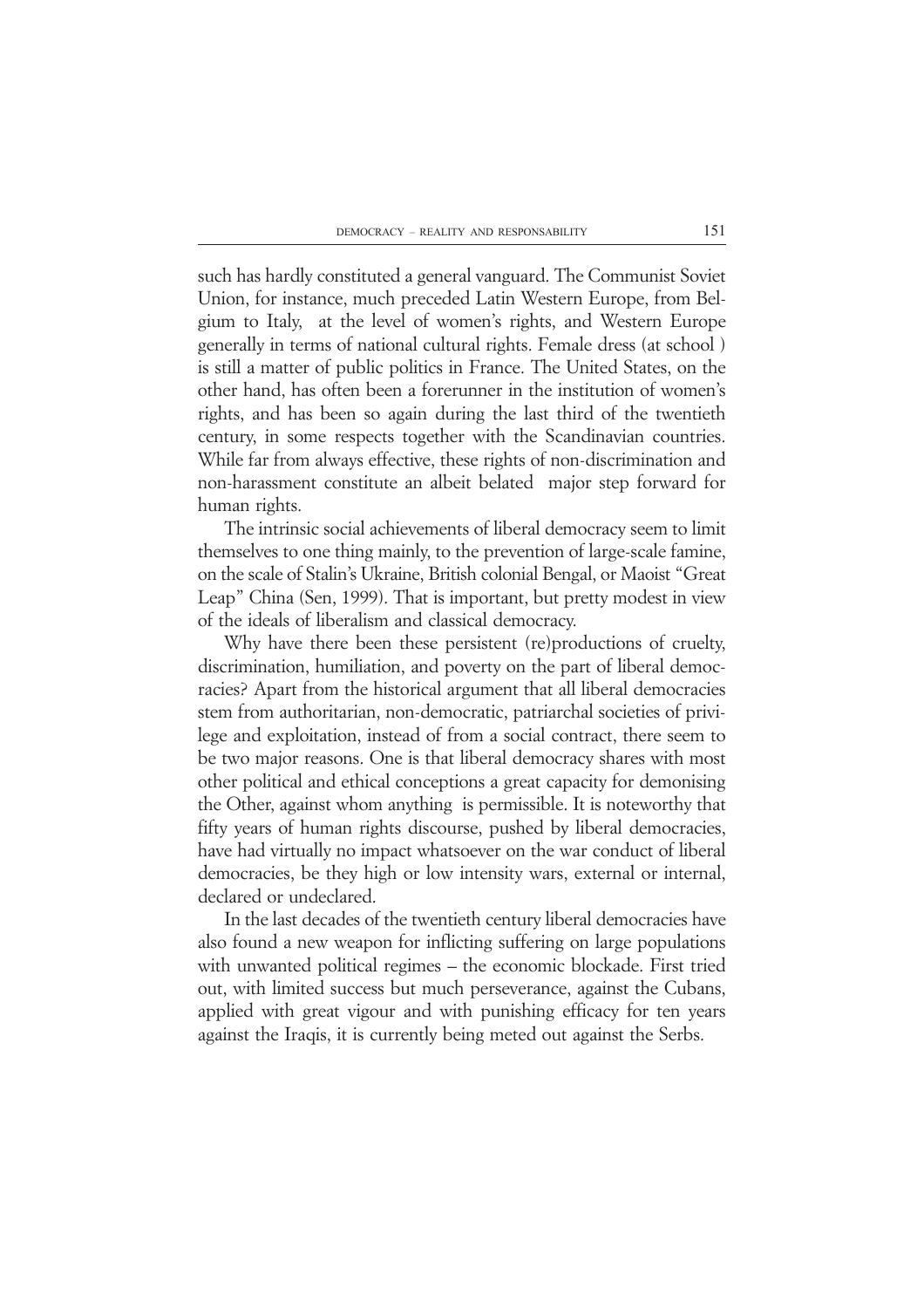such has hardly constituted a general vanguard. The Communist Soviet Union, for instance, much preceded Latin Western Europe, from Belgium to Italy, at the level of women's rights, and Western Europe generally in terms of national cultural rights. Female dress (at school ) is still a matter of public politics in France. The United States, on the other hand, has often been a forerunner in the institution of women's rights, and has been so again during the last third of the twentieth century, in some respects together with the Scandinavian countries. While far from always effective, these rights of non-discrimination and non-harassment constitute an albeit belated major step forward for human rights.

The intrinsic social achievements of liberal democracy seem to limit themselves to one thing mainly, to the prevention of large-scale famine, on the scale of Stalin's Ukraine, British colonial Bengal, or Maoist "Great Leap" China (Sen, 1999). That is important, but pretty modest in view of the ideals of liberalism and classical democracy.

Why have there been these persistent (re)productions of cruelty, discrimination, humiliation, and poverty on the part of liberal democracies? Apart from the historical argument that all liberal democracies stem from authoritarian, non-democratic, patriarchal societies of privilege and exploitation, instead of from a social contract, there seem to be two major reasons. One is that liberal democracy shares with most other political and ethical conceptions a great capacity for demonising the Other, against whom anything is permissible. It is noteworthy that fifty years of human rights discourse, pushed by liberal democracies, have had virtually no impact whatsoever on the war conduct of liberal democracies, be they high or low intensity wars, external or internal, declared or undeclared.

In the last decades of the twentieth century liberal democracies have also found a new weapon for inflicting suffering on large populations with unwanted political regimes – the economic blockade. First tried out, with limited success but much perseverance, against the Cubans, applied with great vigour and with punishing efficacy for ten years against the Iraqis, it is currently being meted out against the Serbs.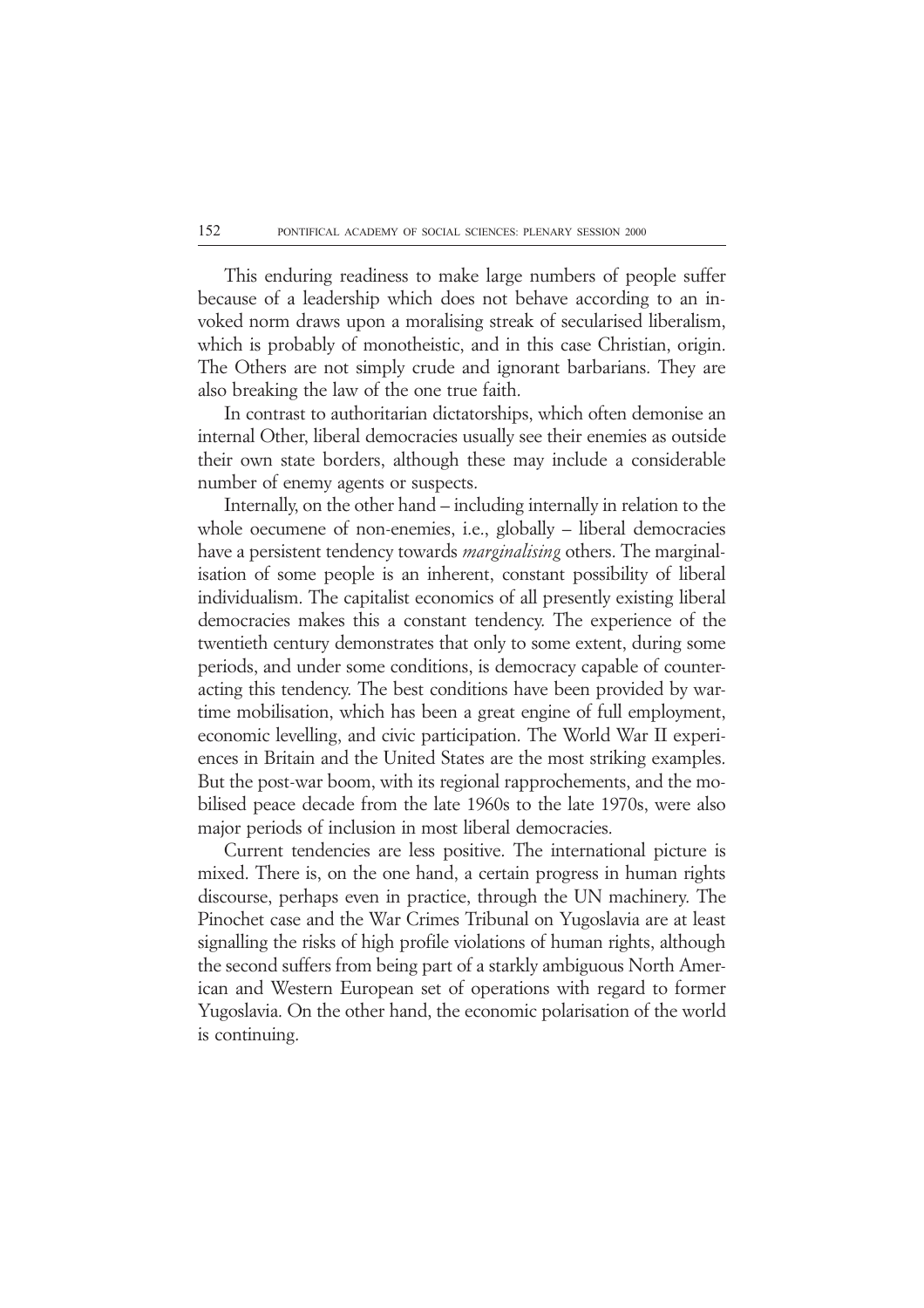This enduring readiness to make large numbers of people suffer because of a leadership which does not behave according to an invoked norm draws upon a moralising streak of secularised liberalism, which is probably of monotheistic, and in this case Christian, origin. The Others are not simply crude and ignorant barbarians. They are also breaking the law of the one true faith.

In contrast to authoritarian dictatorships, which often demonise an internal Other, liberal democracies usually see their enemies as outside their own state borders, although these may include a considerable number of enemy agents or suspects.

Internally, on the other hand – including internally in relation to the whole oecumene of non-enemies, i.e., globally – liberal democracies have a persistent tendency towards *marginalising* others. The marginalisation of some people is an inherent, constant possibility of liberal individualism. The capitalist economics of all presently existing liberal democracies makes this a constant tendency. The experience of the twentieth century demonstrates that only to some extent, during some periods, and under some conditions, is democracy capable of counteracting this tendency. The best conditions have been provided by wartime mobilisation, which has been a great engine of full employment, economic levelling, and civic participation. The World War II experiences in Britain and the United States are the most striking examples. But the post-war boom, with its regional rapprochements, and the mobilised peace decade from the late 1960s to the late 1970s, were also major periods of inclusion in most liberal democracies.

Current tendencies are less positive. The international picture is mixed. There is, on the one hand, a certain progress in human rights discourse, perhaps even in practice, through the UN machinery. The Pinochet case and the War Crimes Tribunal on Yugoslavia are at least signalling the risks of high profile violations of human rights, although the second suffers from being part of a starkly ambiguous North American and Western European set of operations with regard to former Yugoslavia. On the other hand, the economic polarisation of the world is continuing.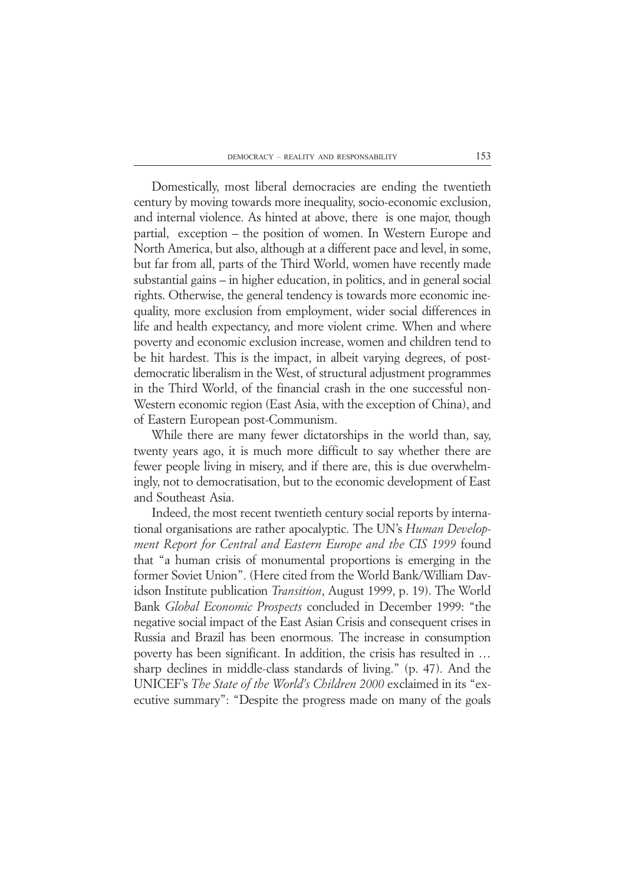Domestically, most liberal democracies are ending the twentieth century by moving towards more inequality, socio-economic exclusion, and internal violence. As hinted at above, there is one major, though partial, exception – the position of women. In Western Europe and North America, but also, although at a different pace and level, in some, but far from all, parts of the Third World, women have recently made substantial gains – in higher education, in politics, and in general social rights. Otherwise, the general tendency is towards more economic inequality, more exclusion from employment, wider social differences in life and health expectancy, and more violent crime. When and where poverty and economic exclusion increase, women and children tend to be hit hardest. This is the impact, in albeit varying degrees, of post-democratic liberalism in the West, of structural adjustment programmes in the Third World, of the financial crash in the one successful non-Western economic region (East Asia, with the exception of China), and of Eastern European post-Communism.

While there are many fewer dictatorships in the world than, say, twenty years ago, it is much more difficult to say whether there are fewer people living in misery, and if there are, this is due overwhelmingly, not to democratisation, but to the economic development of East and Southeast Asia.

Indeed, the most recent twentieth century social reports by international organisations are rather apocalyptic. The UN's *Human Development Report for Central and Eastern Europe and the CIS 1999* found that "a human crisis of monumental proportions is emerging in the former Soviet Union". (Here cited from the World Bank/William Davidson Institute publication *Transition*, August 1999, p. 19). The World Bank *Global Economic Prospects* concluded in December 1999: "the negative social impact of the East Asian Crisis and consequent crises in Russia and Brazil has been enormous. The increase in consumption poverty has been significant. In addition, the crisis has resulted in … sharp declines in middle-class standards of living." (p. 47). And the UNICEF's *The State of the World's Children 2000* exclaimed in its "executive summary": "Despite the progress made on many of the goals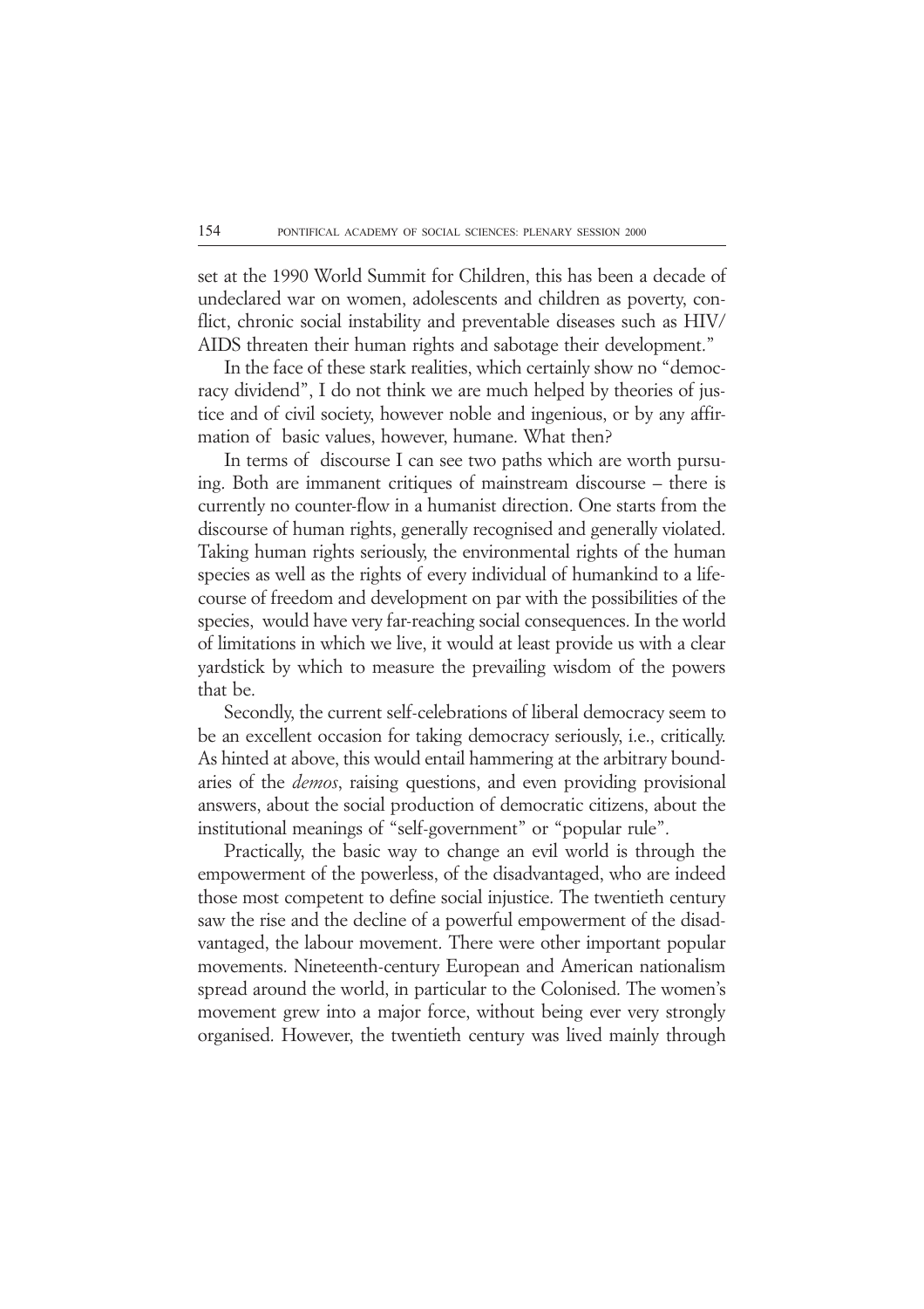set at the 1990 World Summit for Children, this has been a decade of undeclared war on women, adolescents and children as poverty, conflict, chronic social instability and preventable diseases such as HIV/AIDS threaten their human rights and sabotage their development."

In the face of these stark realities, which certainly show no "democracy dividend", I do not think we are much helped by theories of justice and of civil society, however noble and ingenious, or by any affirmation of basic values, however, humane. What then?

In terms of discourse I can see two paths which are worth pursuing. Both are immanent critiques of mainstream discourse – there is currently no counter-flow in a humanist direction. One starts from the discourse of human rights, generally recognised and generally violated. Taking human rights seriously, the environmental rights of the human species as well as the rights of every individual of humankind to a life-course of freedom and development on par with the possibilities of the species, would have very far-reaching social consequences. In the world of limitations in which we live, it would at least provide us with a clear yardstick by which to measure the prevailing wisdom of the powers that be.

Secondly, the current self-celebrations of liberal democracy seem to be an excellent occasion for taking democracy seriously, i.e., critically. As hinted at above, this would entail hammering at the arbitrary boundaries of the *demos*, raising questions, and even providing provisional answers, about the social production of democratic citizens, about the institutional meanings of "self-government" or "popular rule".

Practically, the basic way to change an evil world is through the empowerment of the powerless, of the disadvantaged, who are indeed those most competent to define social injustice. The twentieth century saw the rise and the decline of a powerful empowerment of the disadvantaged, the labour movement. There were other important popular movements. Nineteenth-century European and American nationalism spread around the world, in particular to the Colonised. The women's movement grew into a major force, without being ever very strongly organised. However, the twentieth century was lived mainly through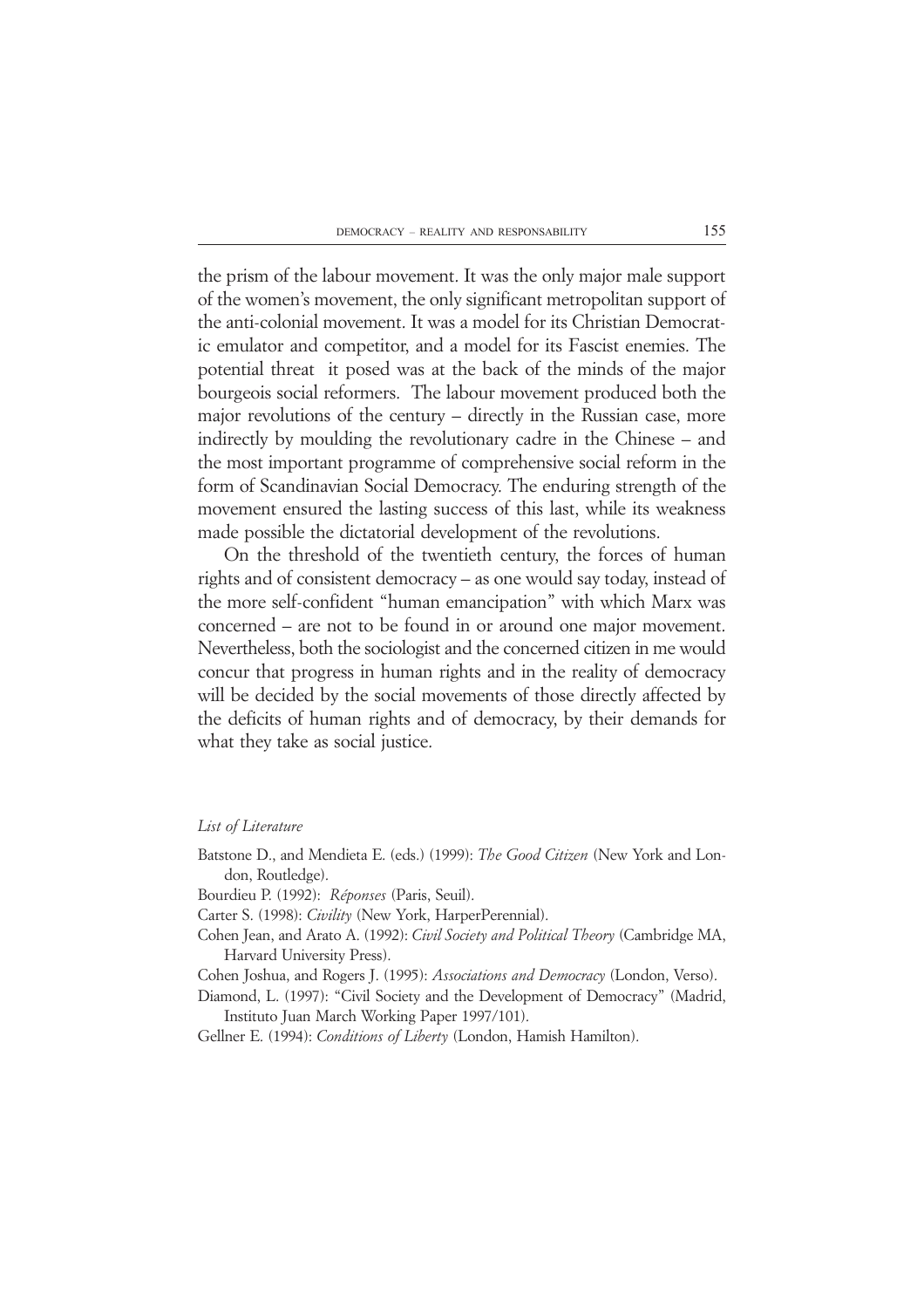the prism of the labour movement. It was the only major male support of the women's movement, the only significant metropolitan support of the anti-colonial movement. It was a model for its Christian Democratic emulator and competitor, and a model for its Fascist enemies. The potential threat it posed was at the back of the minds of the major bourgeois social reformers. The labour movement produced both the major revolutions of the century – directly in the Russian case, more indirectly by moulding the revolutionary cadre in the Chinese – and the most important programme of comprehensive social reform in the form of Scandinavian Social Democracy. The enduring strength of the movement ensured the lasting success of this last, while its weakness made possible the dictatorial development of the revolutions.

On the threshold of the twentieth century, the forces of human rights and of consistent democracy – as one would say today, instead of the more self-confident "human emancipation" with which Marx was concerned – are not to be found in or around one major movement. Nevertheless, both the sociologist and the concerned citizen in me would concur that progress in human rights and in the reality of democracy will be decided by the social movements of those directly affected by the deficits of human rights and of democracy, by their demands for what they take as social justice.

*List of Literature*

Batstone D., and Mendieta E. (eds.) (1999): *The Good Citizen* (New York and London, Routledge).

Bourdieu P. (1992): *Réponses* (Paris, Seuil).

Carter S. (1998): *Civility* (New York, HarperPerennial).

Cohen Jean, and Arato A. (1992): *Civil Society and Political Theory* (Cambridge MA, Harvard University Press).

Cohen Joshua, and Rogers J. (1995): *Associations and Democracy* (London, Verso).

Diamond, L. (1997): "Civil Society and the Development of Democracy" (Madrid, Instituto Juan March Working Paper 1997/101).

Gellner E. (1994): *Conditions of Liberty* (London, Hamish Hamilton).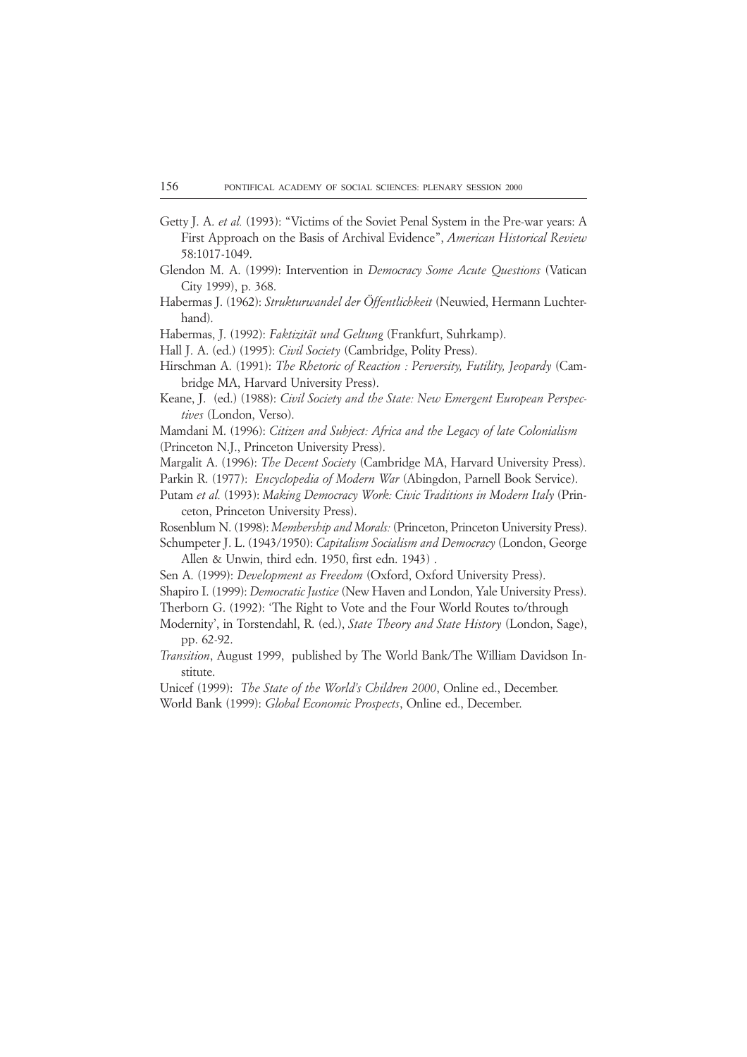Getty J. A. *et al.* (1993): "Victims of the Soviet Penal System in the Pre-war years: A First Approach on the Basis of Archival Evidence", *American Historical Review* 58:1017-1049.

Glendon M. A. (1999): Intervention in *Democracy Some Acute Questions* (Vatican City 1999), p. 368.

Habermas J. (1962): *Strukturwandel der Öffentlichkeit* (Neuwied, Hermann Luchterhand).

Habermas, J. (1992): *Faktizität und Geltung* (Frankfurt, Suhrkamp).

Hall J. A. (ed.) (1995): *Civil Society* (Cambridge, Polity Press).

Hirschman A. (1991): *The Rhetoric of Reaction : Perversity, Futility, Jeopardy* (Cambridge MA, Harvard University Press).

Keane, J. (ed.) (1988): *Civil Society and the State: New Emergent European Perspectives* (London, Verso).

Mamdani M. (1996): *Citizen and Subject: Africa and the Legacy of late Colonialism* (Princeton N.J., Princeton University Press).

Margalit A. (1996): *The Decent Society* (Cambridge MA, Harvard University Press).

Parkin R. (1977): *Encyclopedia of Modern War* (Abingdon, Parnell Book Service).

Putam *et al.* (1993): *Making Democracy Work: Civic Traditions in Modern Italy* (Princeton, Princeton University Press).

Rosenblum N. (1998): *Membership and Morals:* (Princeton, Princeton University Press).

Schumpeter J. L. (1943/1950): *Capitalism Socialism and Democracy* (London, George Allen & Unwin, third edn. 1950, first edn. 1943) .

Sen A. (1999): *Development as Freedom* (Oxford, Oxford University Press).

Shapiro I. (1999): *Democratic Justice* (New Haven and London, Yale University Press).

Therborn G. (1992): 'The Right to Vote and the Four World Routes to/through Modernity', in Torstendahl, R. (ed.), *State Theory and State History* (London, Sage), pp. 62-92.

*Transition*, August 1999, published by The World Bank/The William Davidson Institute.

Unicef (1999): *The State of the World's Children 2000*, Online ed., December.

World Bank (1999): *Global Economic Prospects*, Online ed., December.